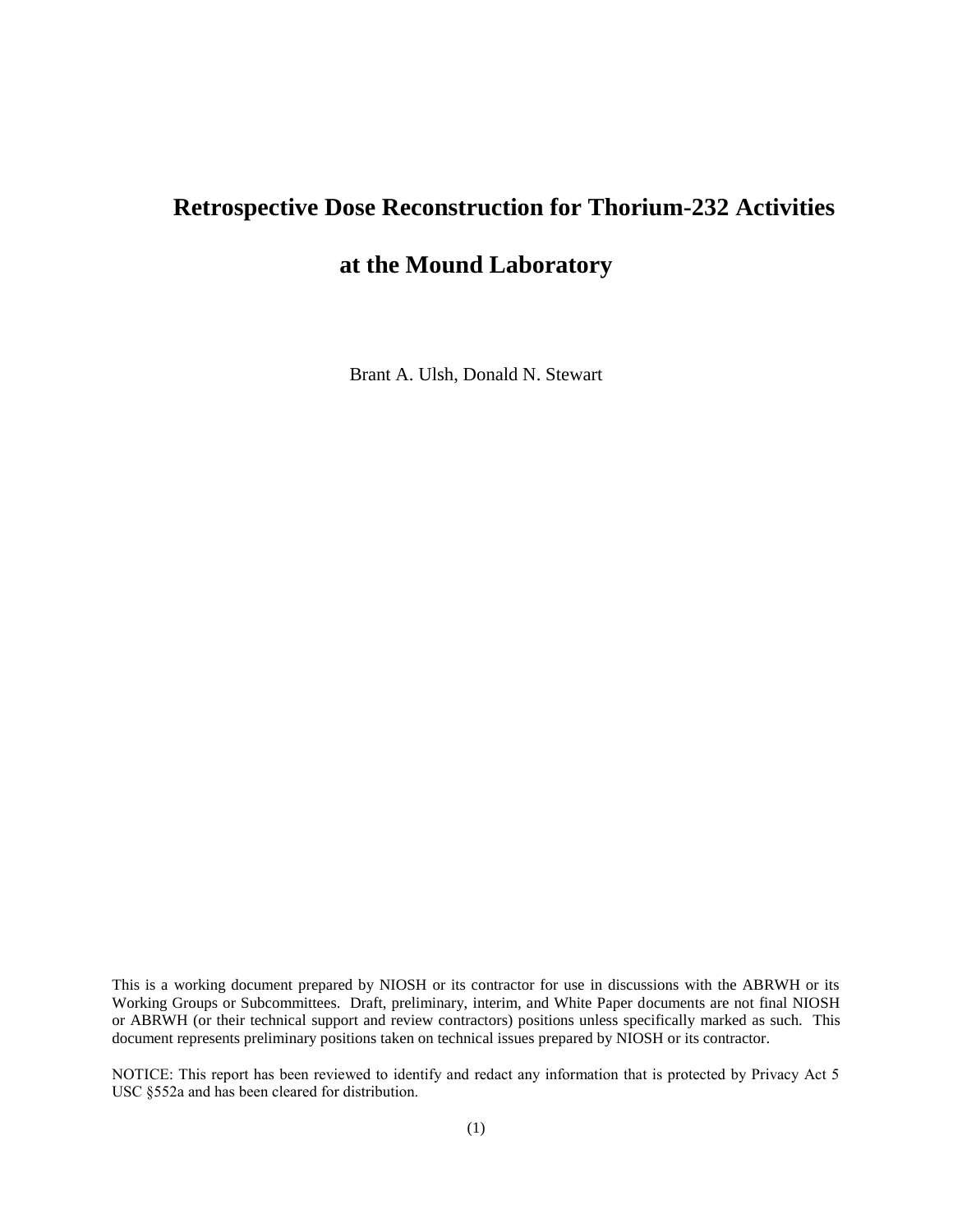# Retrospective Dose Reconstruction for Thorium-232 Activities at the Mound Laboratory

Brant A. Ulsh, Donald N. Stewart

This is a working document prepared by NIOSH or its contractor for use in discussions with the ABRWH or its Working Groups or Subcommittees. Draft, preliminary, interim, and White Paper documents are not final NIOSH or ABRWH (or their technical support and review contractors) positions unless specifically marked as such. This document represents preliminary positions taken on technical issues prepared by NIOSH or its contractor.

NOTICE: This report has been reviewed to identify and redact any information that is protected by Privacy Act 5 USC §552a and has been cleared for distribution.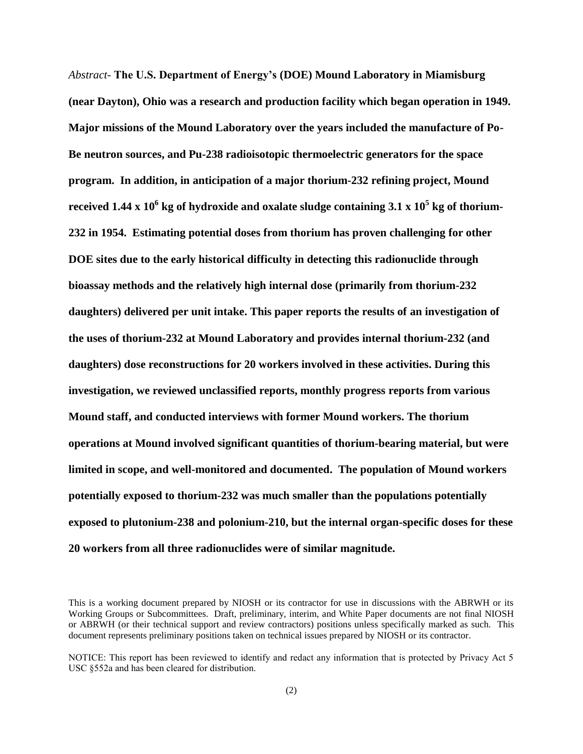*Abstract-* **The U.S. Department of Energy's (DOE) Mound Laboratory in Miamisburg (near Dayton), Ohio was a research and production facility which began operation in 1949. Major missions of the Mound Laboratory over the years included the manufacture of Po-Be neutron sources, and Pu-238 radioisotopic thermoelectric generators for the space program. In addition, in anticipation of a major thorium-232 refining project, Mound received 1.44 x $10^6$ kg of hydroxide and oxalate sludge containing 3.1 x $10^5$ kg of thorium-232 in 1954. Estimating potential doses from thorium has proven challenging for other DOE sites due to the early historical difficulty in detecting this radionuclide through bioassay methods and the relatively high internal dose (primarily from thorium-232 daughters) delivered per unit intake. This paper reports the results of an investigation of the uses of thorium-232 at Mound Laboratory and provides internal thorium-232 (and daughters) dose reconstructions for 20 workers involved in these activities. During this investigation, we reviewed unclassified reports, monthly progress reports from various Mound staff, and conducted interviews with former Mound workers. The thorium operations at Mound involved significant quantities of thorium-bearing material, but were limited in scope, and well-monitored and documented. The population of Mound workers potentially exposed to thorium-232 was much smaller than the populations potentially exposed to plutonium-238 and polonium-210, but the internal organ-specific doses for these 20 workers from all three radionuclides were of similar magnitude.**

This is a working document prepared by NIOSH or its contractor for use in discussions with the ABRWH or its Working Groups or Subcommittees. Draft, preliminary, interim, and White Paper documents are not final NIOSH or ABRWH (or their technical support and review contractors) positions unless specifically marked as such. This document represents preliminary positions taken on technical issues prepared by NIOSH or its contractor.

NOTICE: This report has been reviewed to identify and redact any information that is protected by Privacy Act 5 USC §552a and has been cleared for distribution.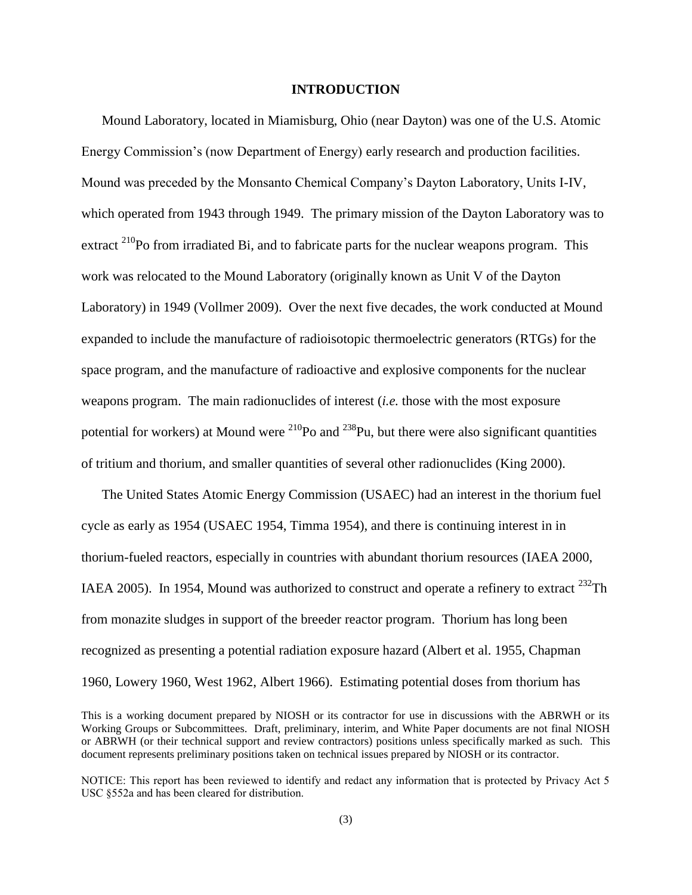# INTRODUCTION

Mound Laboratory, located in Miamisburg, Ohio (near Dayton) was one of the U.S. Atomic Energy Commission's (now Department of Energy) early research and production facilities. Mound was preceded by the Monsanto Chemical Company's Dayton Laboratory, Units I-IV, which operated from 1943 through 1949. The primary mission of the Dayton Laboratory was to extract $^{210}$Po from irradiated Bi, and to fabricate parts for the nuclear weapons program. This work was relocated to the Mound Laboratory (originally known as Unit V of the Dayton Laboratory) in 1949 (Vollmer 2009). Over the next five decades, the work conducted at Mound expanded to include the manufacture of radioisotopic thermoelectric generators (RTGs) for the space program, and the manufacture of radioactive and explosive components for the nuclear weapons program. The main radionuclides of interest (*i.e.* those with the most exposure potential for workers) at Mound were $^{210}$Po and $^{238}$Pu, but there were also significant quantities of tritium and thorium, and smaller quantities of several other radionuclides (King 2000).

The United States Atomic Energy Commission (USAEC) had an interest in the thorium fuel cycle as early as 1954 (USAEC 1954, Timma 1954), and there is continuing interest in in thorium-fueled reactors, especially in countries with abundant thorium resources (IAEA 2000, IAEA 2005). In 1954, Mound was authorized to construct and operate a refinery to extract $^{232}$Th from monazite sludges in support of the breeder reactor program. Thorium has long been recognized as presenting a potential radiation exposure hazard (Albert et al. 1955, Chapman 1960, Lowery 1960, West 1962, Albert 1966). Estimating potential doses from thorium has

This is a working document prepared by NIOSH or its contractor for use in discussions with the ABRWH or its Working Groups or Subcommittees. Draft, preliminary, interim, and White Paper documents are not final NIOSH or ABRWH (or their technical support and review contractors) positions unless specifically marked as such. This document represents preliminary positions taken on technical issues prepared by NIOSH or its contractor.

NOTICE: This report has been reviewed to identify and redact any information that is protected by Privacy Act 5 USC §552a and has been cleared for distribution.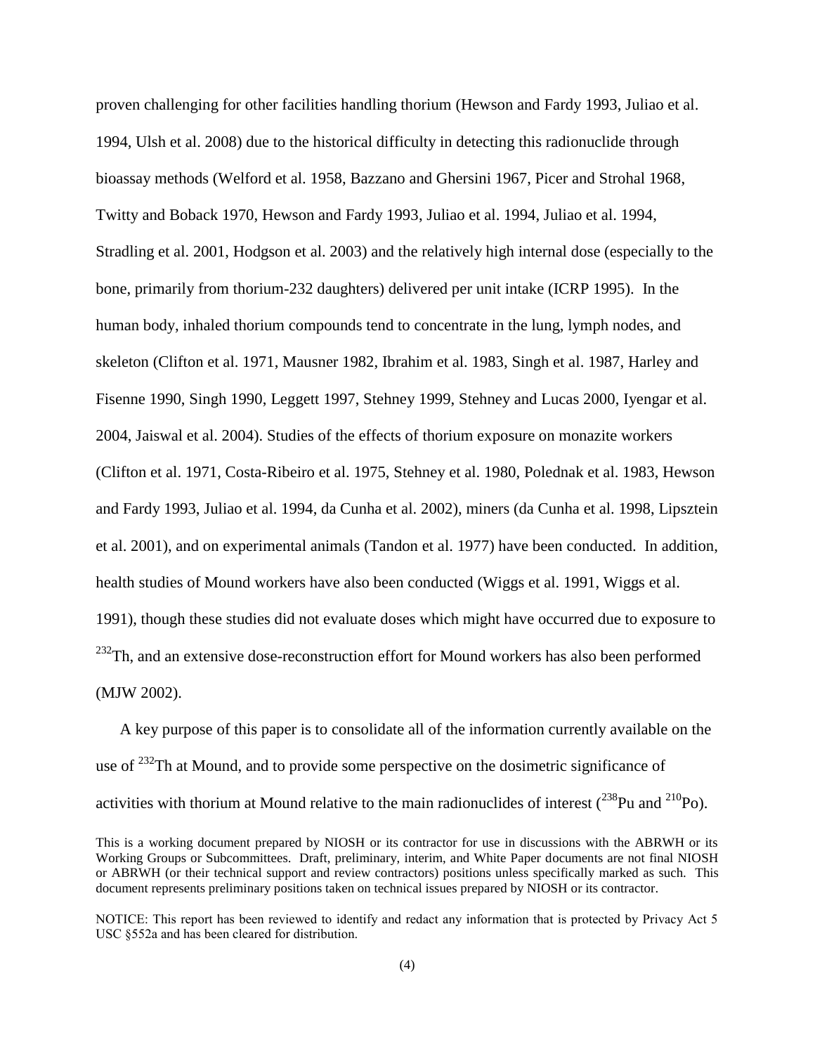proven challenging for other facilities handling thorium (Hewson and Fardy 1993, Juliao et al. 1994, Ulsh et al. 2008) due to the historical difficulty in detecting this radionuclide through bioassay methods (Welford et al. 1958, Bazzano and Ghersini 1967, Picer and Strohal 1968, Twitty and Boback 1970, Hewson and Fardy 1993, Juliao et al. 1994, Juliao et al. 1994, Stradling et al. 2001, Hodgson et al. 2003) and the relatively high internal dose (especially to the bone, primarily from thorium-232 daughters) delivered per unit intake (ICRP 1995). In the human body, inhaled thorium compounds tend to concentrate in the lung, lymph nodes, and skeleton (Clifton et al. 1971, Mausner 1982, Ibrahim et al. 1983, Singh et al. 1987, Harley and Fisenne 1990, Singh 1990, Leggett 1997, Stehney 1999, Stehney and Lucas 2000, Iyengar et al. 2004, Jaiswal et al. 2004). Studies of the effects of thorium exposure on monazite workers (Clifton et al. 1971, Costa-Ribeiro et al. 1975, Stehney et al. 1980, Polednak et al. 1983, Hewson and Fardy 1993, Juliao et al. 1994, da Cunha et al. 2002), miners (da Cunha et al. 1998, Lipsztein et al. 2001), and on experimental animals (Tandon et al. 1977) have been conducted. In addition, health studies of Mound workers have also been conducted (Wiggs et al. 1991, Wiggs et al. 1991), though these studies did not evaluate doses which might have occurred due to exposure to $^{232}$Th, and an extensive dose-reconstruction effort for Mound workers has also been performed (MJW 2002).

A key purpose of this paper is to consolidate all of the information currently available on the use of $^{232}$Th at Mound, and to provide some perspective on the dosimetric significance of activities with thorium at Mound relative to the main radionuclides of interest ($^{238}$Pu and $^{210}$Po).

This is a working document prepared by NIOSH or its contractor for use in discussions with the ABRWH or its Working Groups or Subcommittees. Draft, preliminary, interim, and White Paper documents are not final NIOSH or ABRWH (or their technical support and review contractors) positions unless specifically marked as such. This document represents preliminary positions taken on technical issues prepared by NIOSH or its contractor.

NOTICE: This report has been reviewed to identify and redact any information that is protected by Privacy Act 5 USC §552a and has been cleared for distribution.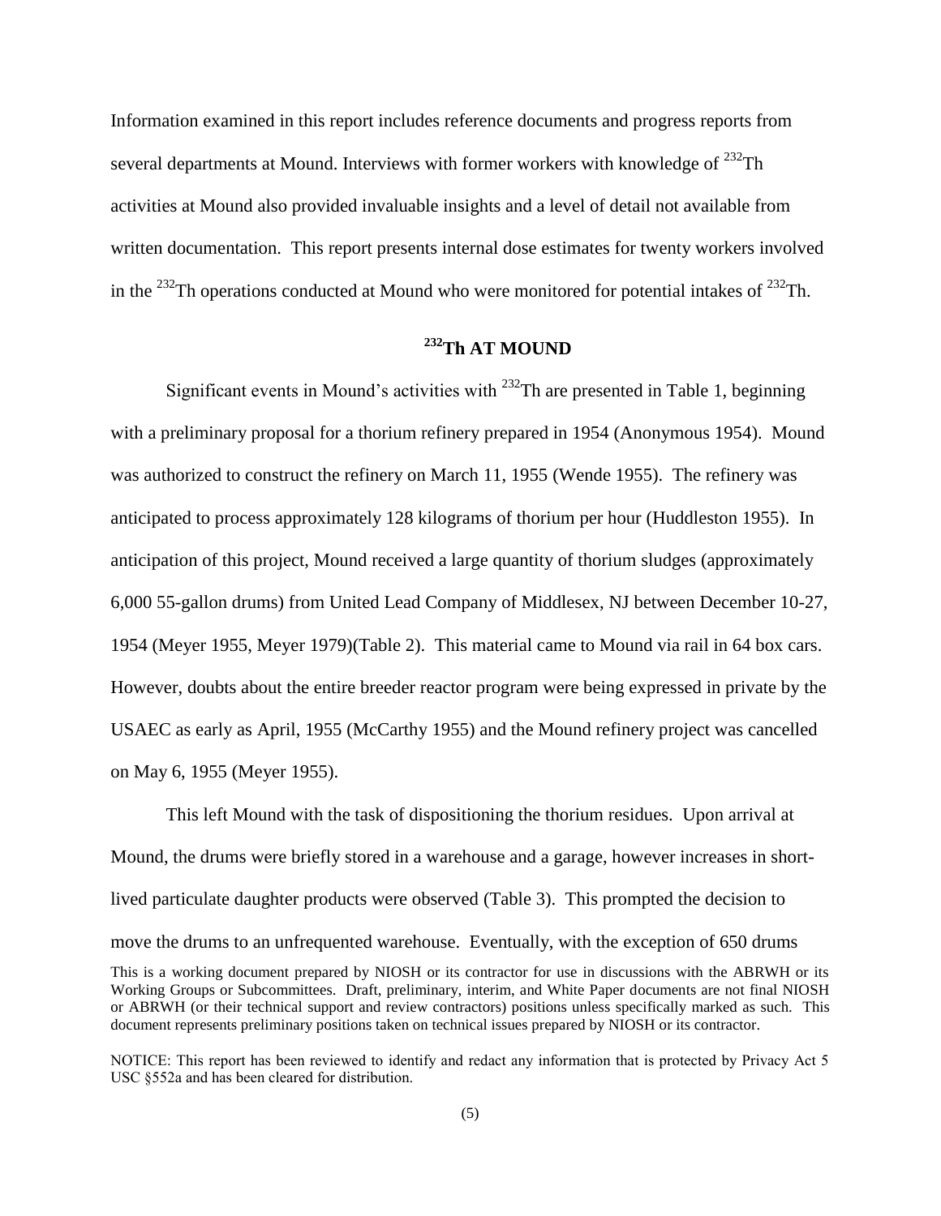Information examined in this report includes reference documents and progress reports from several departments at Mound. Interviews with former workers with knowledge of $^{232}$Th activities at Mound also provided invaluable insights and a level of detail not available from written documentation. This report presents internal dose estimates for twenty workers involved in the $^{232}$Th operations conducted at Mound who were monitored for potential intakes of $^{232}$Th.

## $^{232}$Th AT MOUND

Significant events in Mound's activities with $^{232}$Th are presented in Table 1, beginning with a preliminary proposal for a thorium refinery prepared in 1954 (Anonymous 1954). Mound was authorized to construct the refinery on March 11, 1955 (Wende 1955). The refinery was anticipated to process approximately 128 kilograms of thorium per hour (Huddleston 1955). In anticipation of this project, Mound received a large quantity of thorium sludges (approximately 6,000 55-gallon drums) from United Lead Company of Middlesex, NJ between December 10-27, 1954 (Meyer 1955, Meyer 1979)(Table 2). This material came to Mound via rail in 64 box cars. However, doubts about the entire breeder reactor program were being expressed in private by the USAEC as early as April, 1955 (McCarthy 1955) and the Mound refinery project was cancelled on May 6, 1955 (Meyer 1955).

This left Mound with the task of dispositioning the thorium residues. Upon arrival at Mound, the drums were briefly stored in a warehouse and a garage, however increases in short-lived particulate daughter products were observed (Table 3). This prompted the decision to move the drums to an unfrequented warehouse. Eventually, with the exception of 650 drums

This is a working document prepared by NIOSH or its contractor for use in discussions with the ABRWH or its Working Groups or Subcommittees. Draft, preliminary, interim, and White Paper documents are not final NIOSH or ABRWH (or their technical support and review contractors) positions unless specifically marked as such. This document represents preliminary positions taken on technical issues prepared by NIOSH or its contractor.

NOTICE: This report has been reviewed to identify and redact any information that is protected by Privacy Act 5 USC §552a and has been cleared for distribution.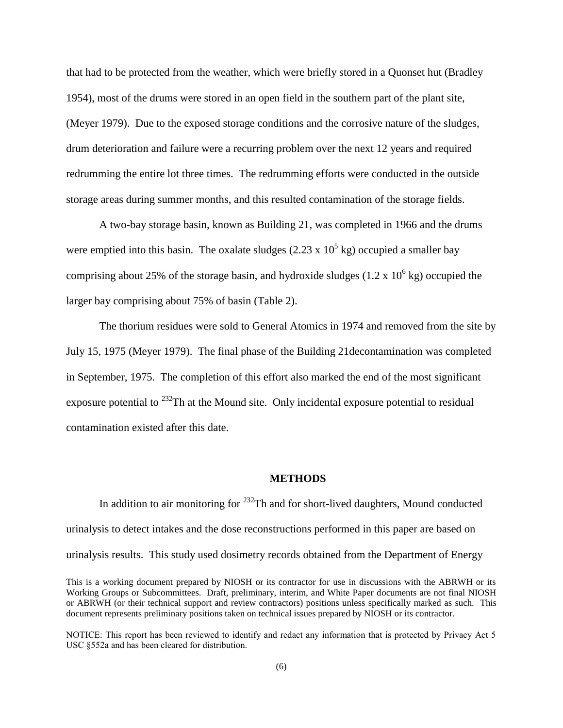that had to be protected from the weather, which were briefly stored in a Quonset hut (Bradley 1954), most of the drums were stored in an open field in the southern part of the plant site, (Meyer 1979). Due to the exposed storage conditions and the corrosive nature of the sludges, drum deterioration and failure were a recurring problem over the next 12 years and required redrumming the entire lot three times. The redrumming efforts were conducted in the outside storage areas during summer months, and this resulted contamination of the storage fields.

A two-bay storage basin, known as Building 21, was completed in 1966 and the drums were emptied into this basin. The oxalate sludges ($2.23 \times 10^5$ kg) occupied a smaller bay comprising about 25% of the storage basin, and hydroxide sludges ($1.2 \times 10^6$ kg) occupied the larger bay comprising about 75% of basin (Table 2).

The thorium residues were sold to General Atomics in 1974 and removed from the site by July 15, 1975 (Meyer 1979). The final phase of the Building 21decontamination was completed in September, 1975. The completion of this effort also marked the end of the most significant exposure potential to $^{232}$Th at the Mound site. Only incidental exposure potential to residual contamination existed after this date.

## METHODS

In addition to air monitoring for $^{232}$Th and for short-lived daughters, Mound conducted urinalysis to detect intakes and the dose reconstructions performed in this paper are based on urinalysis results. This study used dosimetry records obtained from the Department of Energy

This is a working document prepared by NIOSH or its contractor for use in discussions with the ABRWH or its Working Groups or Subcommittees. Draft, preliminary, interim, and White Paper documents are not final NIOSH or ABRWH (or their technical support and review contractors) positions unless specifically marked as such. This document represents preliminary positions taken on technical issues prepared by NIOSH or its contractor.

NOTICE: This report has been reviewed to identify and redact any information that is protected by Privacy Act 5 USC §552a and has been cleared for distribution.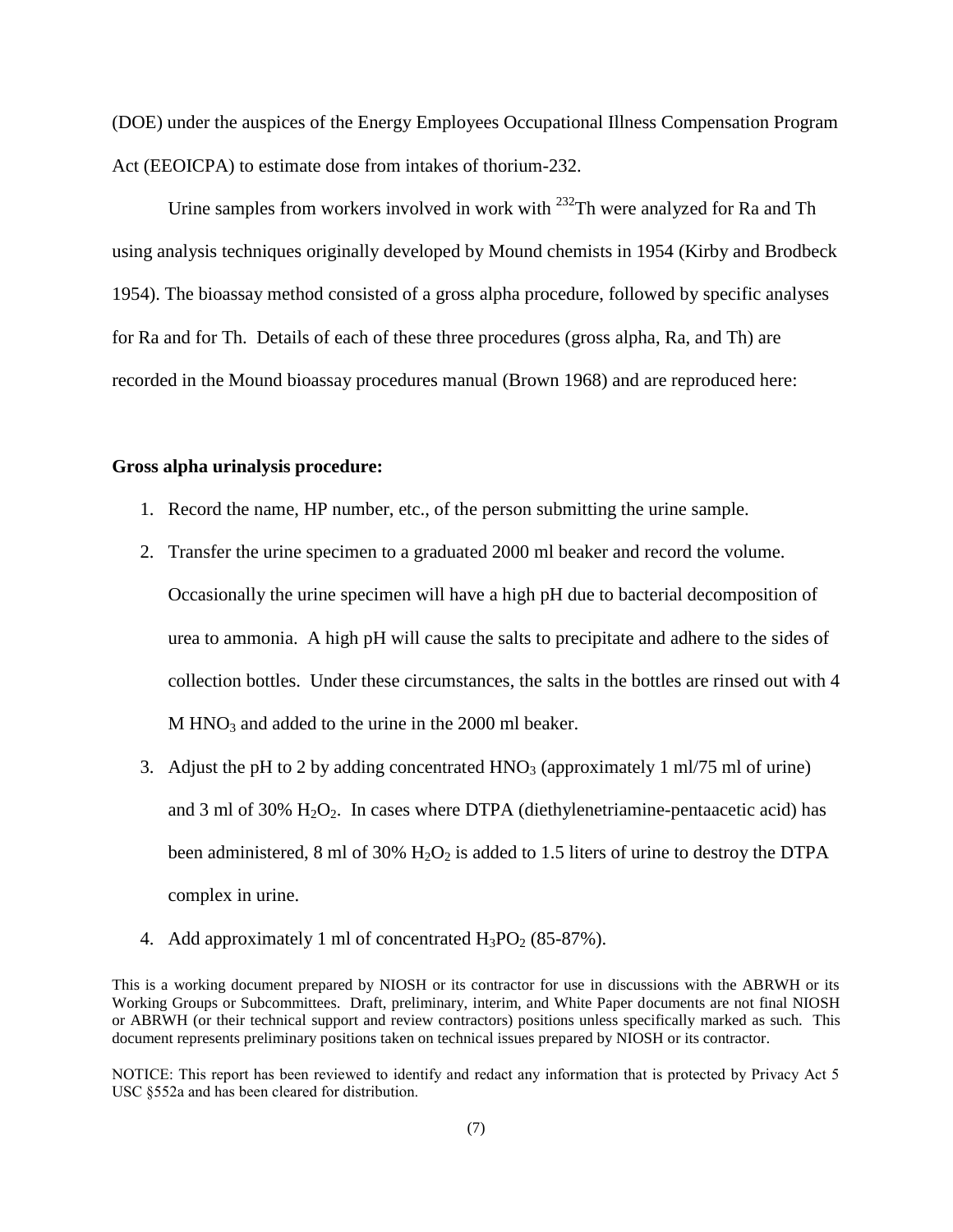(DOE) under the auspices of the Energy Employees Occupational Illness Compensation Program Act (EEOICPA) to estimate dose from intakes of thorium-232.

Urine samples from workers involved in work with $^{232}$Th were analyzed for Ra and Th using analysis techniques originally developed by Mound chemists in 1954 (Kirby and Brodbeck 1954). The bioassay method consisted of a gross alpha procedure, followed by specific analyses for Ra and for Th. Details of each of these three procedures (gross alpha, Ra, and Th) are recorded in the Mound bioassay procedures manual (Brown 1968) and are reproduced here:

**Gross alpha urinalysis procedure:**

1. Record the name, HP number, etc., of the person submitting the urine sample.
2. Transfer the urine specimen to a graduated 2000 ml beaker and record the volume. Occasionally the urine specimen will have a high pH due to bacterial decomposition of urea to ammonia. A high pH will cause the salts to precipitate and adhere to the sides of collection bottles. Under these circumstances, the salts in the bottles are rinsed out with 4 M $HNO_3$ and added to the urine in the 2000 ml beaker.
3. Adjust the pH to 2 by adding concentrated $HNO_3$ (approximately 1 ml/75 ml of urine) and 3 ml of 30% $H_2O_2$. In cases where DTPA (diethylenetriamine-pentaacetic acid) has been administered, 8 ml of 30% $H_2O_2$ is added to 1.5 liters of urine to destroy the DTPA complex in urine.
4. Add approximately 1 ml of concentrated $H_3PO_2$ (85-87%).

This is a working document prepared by NIOSH or its contractor for use in discussions with the ABRWH or its Working Groups or Subcommittees. Draft, preliminary, interim, and White Paper documents are not final NIOSH or ABRWH (or their technical support and review contractors) positions unless specifically marked as such. This document represents preliminary positions taken on technical issues prepared by NIOSH or its contractor.

NOTICE: This report has been reviewed to identify and redact any information that is protected by Privacy Act 5 USC §552a and has been cleared for distribution.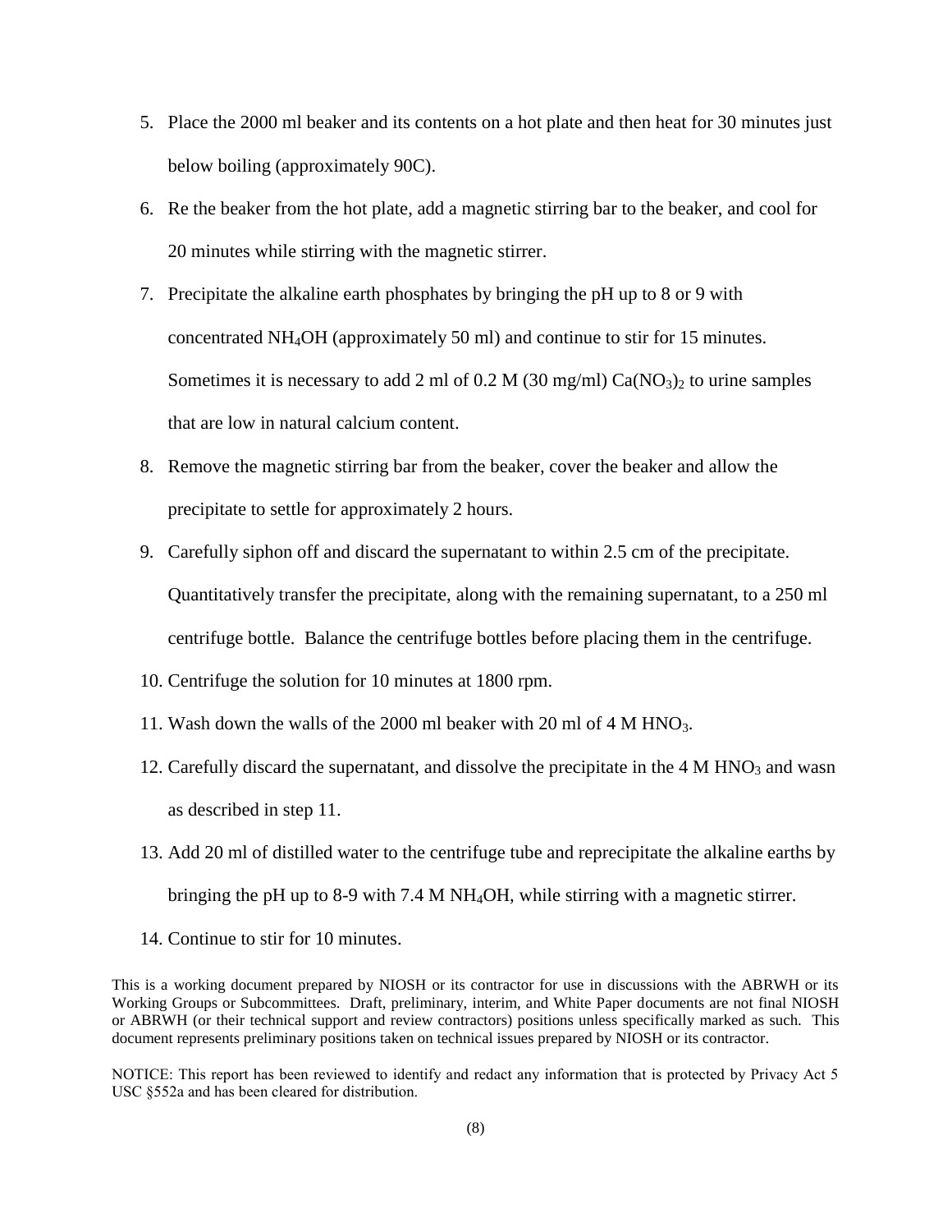5. Place the 2000 ml beaker and its contents on a hot plate and then heat for 30 minutes just below boiling (approximately 90C).
6. Re the beaker from the hot plate, add a magnetic stirring bar to the beaker, and cool for 20 minutes while stirring with the magnetic stirrer.
7. Precipitate the alkaline earth phosphates by bringing the pH up to 8 or 9 with concentrated $NH_4OH$ (approximately 50 ml) and continue to stir for 15 minutes. Sometimes it is necessary to add 2 ml of 0.2 M (30 mg/ml) $Ca(NO_3)_2$ to urine samples that are low in natural calcium content.
8. Remove the magnetic stirring bar from the beaker, cover the beaker and allow the precipitate to settle for approximately 2 hours.
9. Carefully siphon off and discard the supernatant to within 2.5 cm of the precipitate. Quantitatively transfer the precipitate, along with the remaining supernatant, to a 250 ml centrifuge bottle. Balance the centrifuge bottles before placing them in the centrifuge.
10. Centrifuge the solution for 10 minutes at 1800 rpm.
11. Wash down the walls of the 2000 ml beaker with 20 ml of 4 M $HNO_3$.
12. Carefully discard the supernatant, and dissolve the precipitate in the 4 M $HNO_3$ and wasn as described in step 11.
13. Add 20 ml of distilled water to the centrifuge tube and reprecipitate the alkaline earths by bringing the pH up to 8-9 with 7.4 M $NH_4OH$, while stirring with a magnetic stirrer.
14. Continue to stir for 10 minutes.

This is a working document prepared by NIOSH or its contractor for use in discussions with the ABRWH or its Working Groups or Subcommittees. Draft, preliminary, interim, and White Paper documents are not final NIOSH or ABRWH (or their technical support and review contractors) positions unless specifically marked as such. This document represents preliminary positions taken on technical issues prepared by NIOSH or its contractor.

NOTICE: This report has been reviewed to identify and redact any information that is protected by Privacy Act 5 USC §552a and has been cleared for distribution.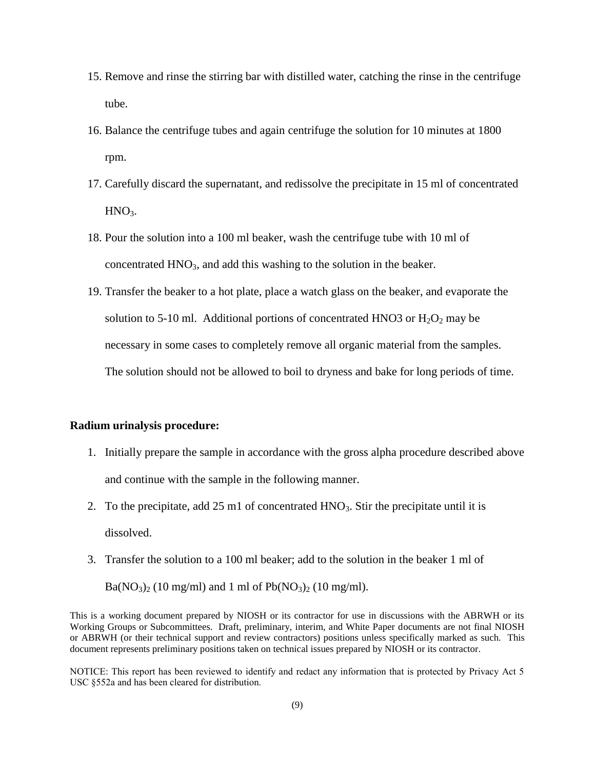15. Remove and rinse the stirring bar with distilled water, catching the rinse in the centrifuge tube.
16. Balance the centrifuge tubes and again centrifuge the solution for 10 minutes at 1800 rpm.
17. Carefully discard the supernatant, and redissolve the precipitate in 15 ml of concentrated $HNO_3$.
18. Pour the solution into a 100 ml beaker, wash the centrifuge tube with 10 ml of concentrated $HNO_3$, and add this washing to the solution in the beaker.
19. Transfer the beaker to a hot plate, place a watch glass on the beaker, and evaporate the solution to 5-10 ml. Additional portions of concentrated HNO3 or $H_2O_2$ may be necessary in some cases to completely remove all organic material from the samples. The solution should not be allowed to boil to dryness and bake for long periods of time.

**Radium urinalysis procedure:**

1. Initially prepare the sample in accordance with the gross alpha procedure described above and continue with the sample in the following manner.
2. To the precipitate, add 25 m1 of concentrated $HNO_3$. Stir the precipitate until it is dissolved.
3. Transfer the solution to a 100 ml beaker; add to the solution in the beaker 1 ml of $Ba(NO_3)_2$ (10 mg/ml) and 1 ml of $Pb(NO_3)_2$ (10 mg/ml).

This is a working document prepared by NIOSH or its contractor for use in discussions with the ABRWH or its Working Groups or Subcommittees. Draft, preliminary, interim, and White Paper documents are not final NIOSH or ABRWH (or their technical support and review contractors) positions unless specifically marked as such. This document represents preliminary positions taken on technical issues prepared by NIOSH or its contractor.

NOTICE: This report has been reviewed to identify and redact any information that is protected by Privacy Act 5 USC §552a and has been cleared for distribution.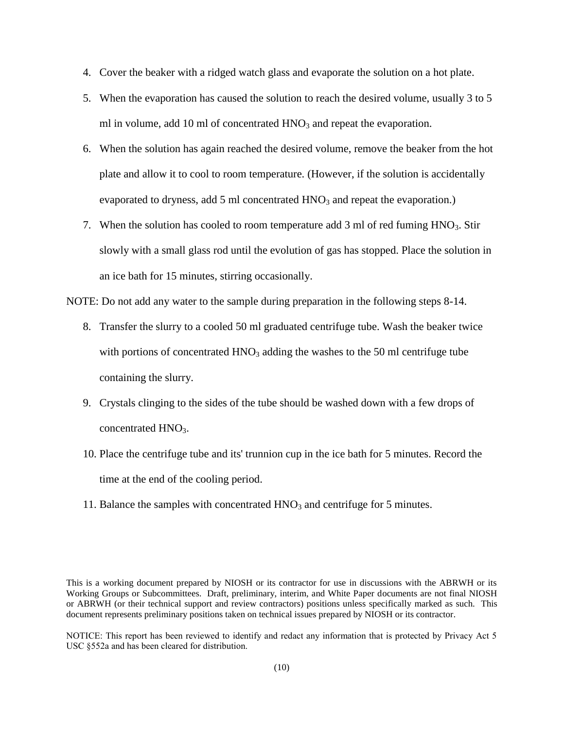4. Cover the beaker with a ridged watch glass and evaporate the solution on a hot plate.
5. When the evaporation has caused the solution to reach the desired volume, usually 3 to 5 ml in volume, add 10 ml of concentrated $HNO_3$ and repeat the evaporation.
6. When the solution has again reached the desired volume, remove the beaker from the hot plate and allow it to cool to room temperature. (However, if the solution is accidentally evaporated to dryness, add 5 ml concentrated $HNO_3$ and repeat the evaporation.)
7. When the solution has cooled to room temperature add 3 ml of red fuming $HNO_3$. Stir slowly with a small glass rod until the evolution of gas has stopped. Place the solution in an ice bath for 15 minutes, stirring occasionally.

NOTE: Do not add any water to the sample during preparation in the following steps 8-14.

8. Transfer the slurry to a cooled 50 ml graduated centrifuge tube. Wash the beaker twice with portions of concentrated $HNO_3$ adding the washes to the 50 ml centrifuge tube containing the slurry.
9. Crystals clinging to the sides of the tube should be washed down with a few drops of concentrated $HNO_3$.
10. Place the centrifuge tube and its' trunnion cup in the ice bath for 5 minutes. Record the time at the end of the cooling period.
11. Balance the samples with concentrated $HNO_3$ and centrifuge for 5 minutes.

This is a working document prepared by NIOSH or its contractor for use in discussions with the ABRWH or its Working Groups or Subcommittees. Draft, preliminary, interim, and White Paper documents are not final NIOSH or ABRWH (or their technical support and review contractors) positions unless specifically marked as such. This document represents preliminary positions taken on technical issues prepared by NIOSH or its contractor.

NOTICE: This report has been reviewed to identify and redact any information that is protected by Privacy Act 5 USC §552a and has been cleared for distribution.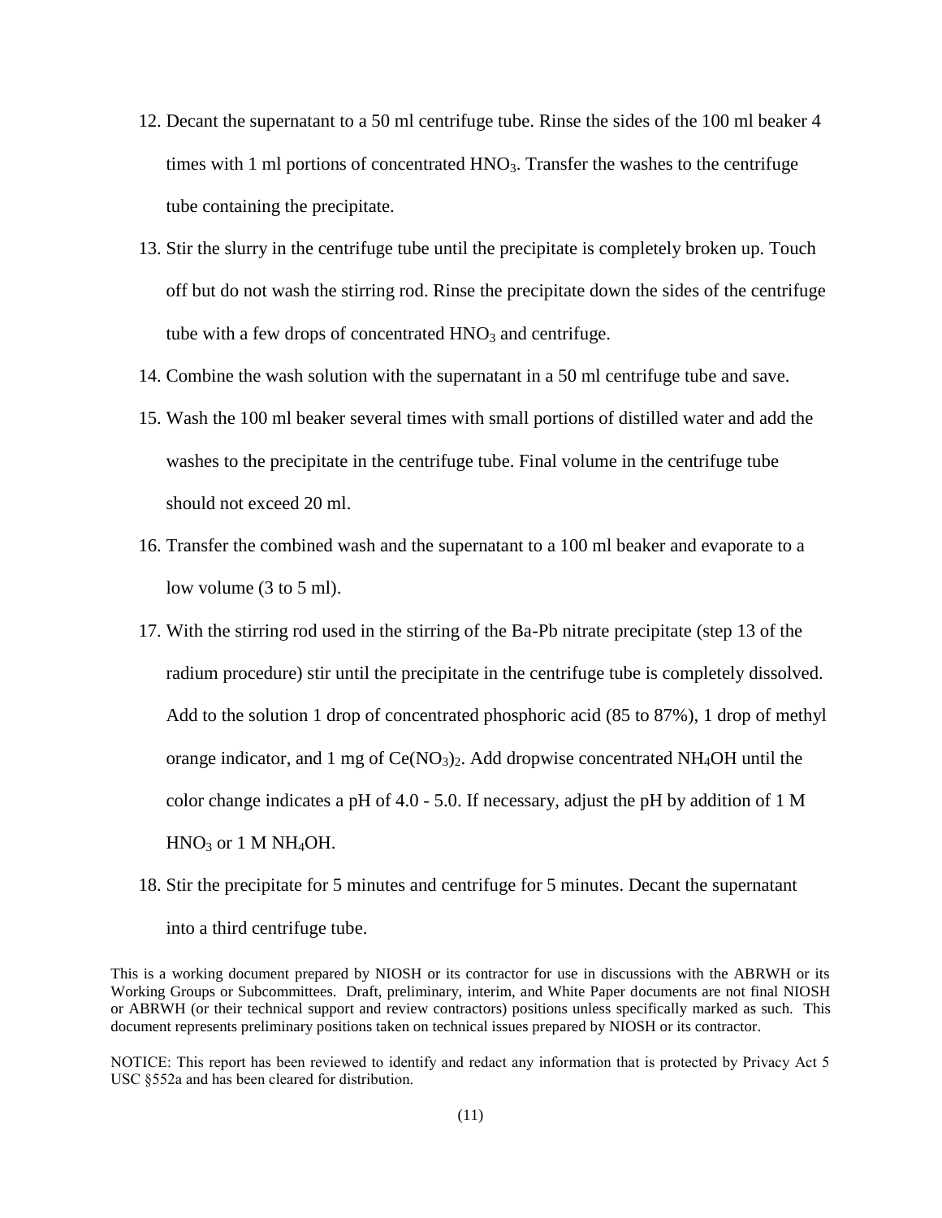12. Decant the supernatant to a 50 ml centrifuge tube. Rinse the sides of the 100 ml beaker 4 times with 1 ml portions of concentrated $HNO_3$. Transfer the washes to the centrifuge tube containing the precipitate.
13. Stir the slurry in the centrifuge tube until the precipitate is completely broken up. Touch off but do not wash the stirring rod. Rinse the precipitate down the sides of the centrifuge tube with a few drops of concentrated $HNO_3$ and centrifuge.
14. Combine the wash solution with the supernatant in a 50 ml centrifuge tube and save.
15. Wash the 100 ml beaker several times with small portions of distilled water and add the washes to the precipitate in the centrifuge tube. Final volume in the centrifuge tube should not exceed 20 ml.
16. Transfer the combined wash and the supernatant to a 100 ml beaker and evaporate to a low volume (3 to 5 ml).
17. With the stirring rod used in the stirring of the Ba-Pb nitrate precipitate (step 13 of the radium procedure) stir until the precipitate in the centrifuge tube is completely dissolved. Add to the solution 1 drop of concentrated phosphoric acid (85 to 87%), 1 drop of methyl orange indicator, and 1 mg of $Ce(NO_3)_2$. Add dropwise concentrated $NH_4OH$ until the color change indicates a pH of 4.0 - 5.0. If necessary, adjust the pH by addition of 1 M $HNO_3$ or 1 M $NH_4OH$.
18. Stir the precipitate for 5 minutes and centrifuge for 5 minutes. Decant the supernatant into a third centrifuge tube.

This is a working document prepared by NIOSH or its contractor for use in discussions with the ABRWH or its Working Groups or Subcommittees. Draft, preliminary, interim, and White Paper documents are not final NIOSH or ABRWH (or their technical support and review contractors) positions unless specifically marked as such. This document represents preliminary positions taken on technical issues prepared by NIOSH or its contractor.

NOTICE: This report has been reviewed to identify and redact any information that is protected by Privacy Act 5 USC §552a and has been cleared for distribution.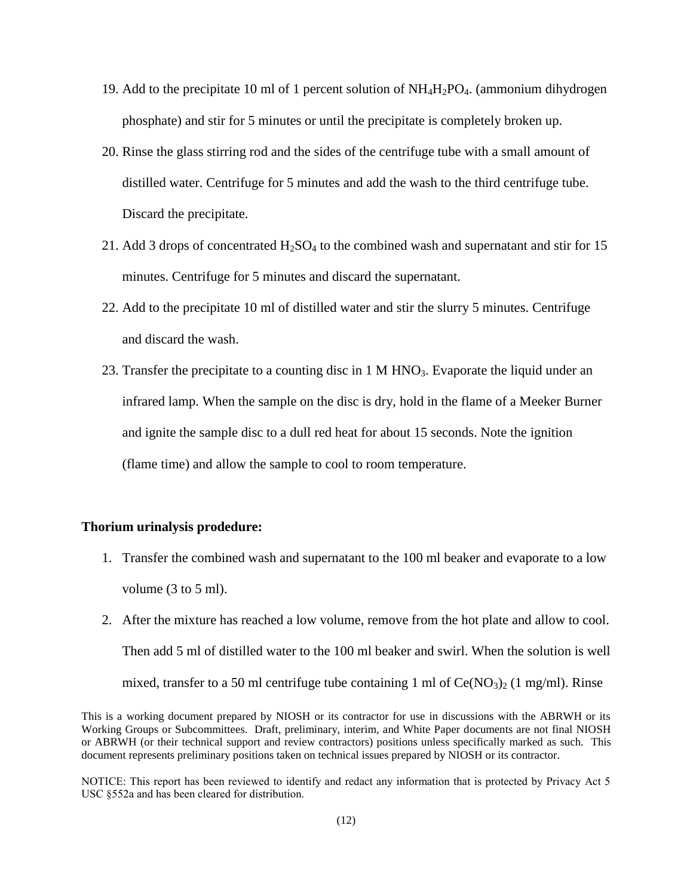19. Add to the precipitate 10 ml of 1 percent solution of $NH_4H_2PO_4$. (ammonium dihydrogen phosphate) and stir for 5 minutes or until the precipitate is completely broken up.
20. Rinse the glass stirring rod and the sides of the centrifuge tube with a small amount of distilled water. Centrifuge for 5 minutes and add the wash to the third centrifuge tube. Discard the precipitate.
21. Add 3 drops of concentrated $H_2SO_4$ to the combined wash and supernatant and stir for 15 minutes. Centrifuge for 5 minutes and discard the supernatant.
22. Add to the precipitate 10 ml of distilled water and stir the slurry 5 minutes. Centrifuge and discard the wash.
23. Transfer the precipitate to a counting disc in 1 M $HNO_3$. Evaporate the liquid under an infrared lamp. When the sample on the disc is dry, hold in the flame of a Meeker Burner and ignite the sample disc to a dull red heat for about 15 seconds. Note the ignition (flame time) and allow the sample to cool to room temperature.

**Thorium urinalysis prodedure:**

1. Transfer the combined wash and supernatant to the 100 ml beaker and evaporate to a low volume (3 to 5 ml).
2. After the mixture has reached a low volume, remove from the hot plate and allow to cool. Then add 5 ml of distilled water to the 100 ml beaker and swirl. When the solution is well mixed, transfer to a 50 ml centrifuge tube containing 1 ml of $Ce(NO_3)_2$ (1 mg/ml). Rinse

This is a working document prepared by NIOSH or its contractor for use in discussions with the ABRWH or its Working Groups or Subcommittees. Draft, preliminary, interim, and White Paper documents are not final NIOSH or ABRWH (or their technical support and review contractors) positions unless specifically marked as such. This document represents preliminary positions taken on technical issues prepared by NIOSH or its contractor.

NOTICE: This report has been reviewed to identify and redact any information that is protected by Privacy Act 5 USC §552a and has been cleared for distribution.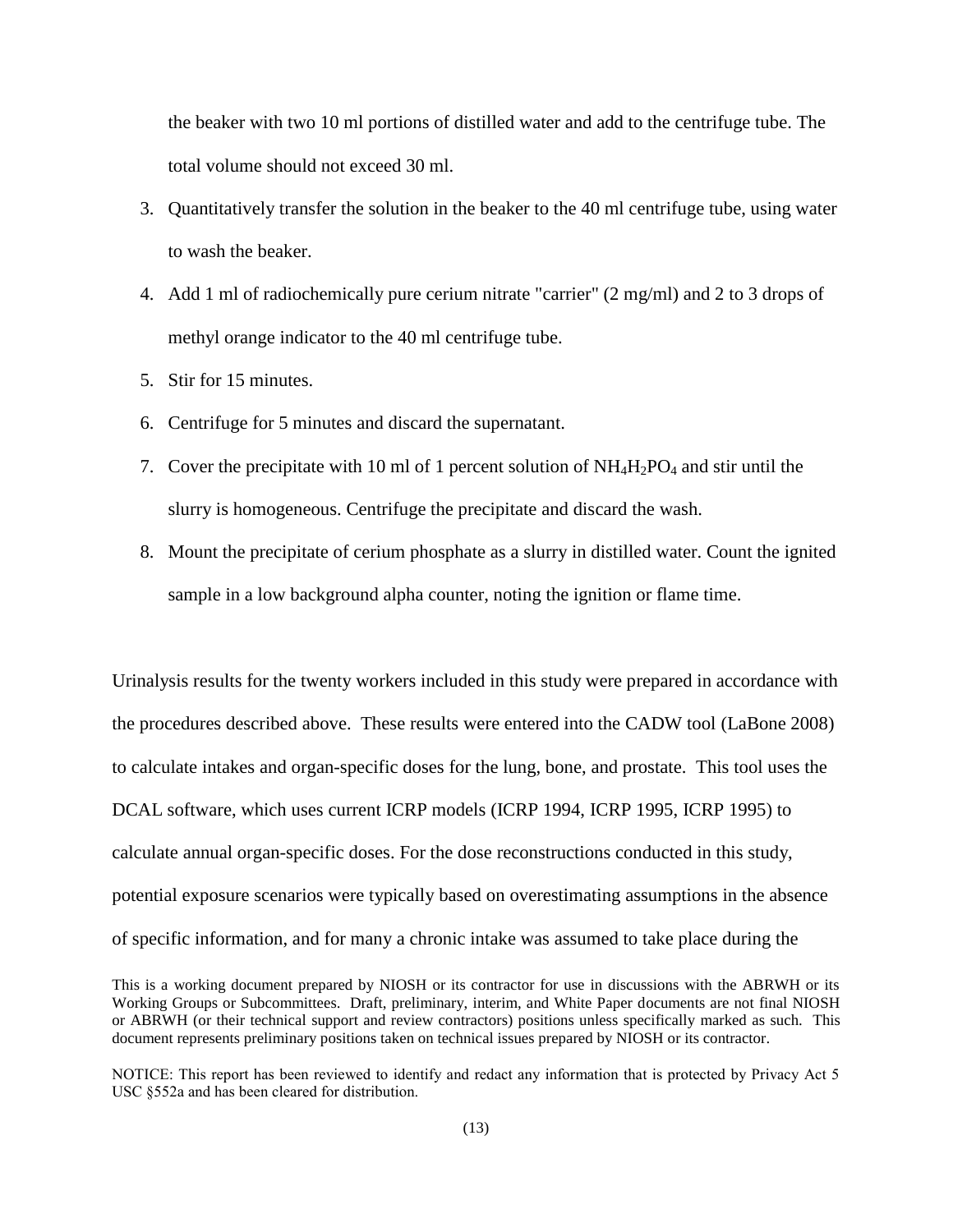the beaker with two 10 ml portions of distilled water and add to the centrifuge tube. The total volume should not exceed 30 ml.

3. Quantitatively transfer the solution in the beaker to the 40 ml centrifuge tube, using water to wash the beaker.
4. Add 1 ml of radiochemically pure cerium nitrate "carrier" (2 mg/ml) and 2 to 3 drops of methyl orange indicator to the 40 ml centrifuge tube.
5. Stir for 15 minutes.
6. Centrifuge for 5 minutes and discard the supernatant.
7. Cover the precipitate with 10 ml of 1 percent solution of $NH_4H_2PO_4$ and stir until the slurry is homogeneous. Centrifuge the precipitate and discard the wash.
8. Mount the precipitate of cerium phosphate as a slurry in distilled water. Count the ignited sample in a low background alpha counter, noting the ignition or flame time.

Urinalysis results for the twenty workers included in this study were prepared in accordance with the procedures described above. These results were entered into the CADW tool (LaBone 2008) to calculate intakes and organ-specific doses for the lung, bone, and prostate. This tool uses the DCAL software, which uses current ICRP models (ICRP 1994, ICRP 1995, ICRP 1995) to calculate annual organ-specific doses. For the dose reconstructions conducted in this study, potential exposure scenarios were typically based on overestimating assumptions in the absence of specific information, and for many a chronic intake was assumed to take place during the

This is a working document prepared by NIOSH or its contractor for use in discussions with the ABRWH or its Working Groups or Subcommittees. Draft, preliminary, interim, and White Paper documents are not final NIOSH or ABRWH (or their technical support and review contractors) positions unless specifically marked as such. This document represents preliminary positions taken on technical issues prepared by NIOSH or its contractor.

NOTICE: This report has been reviewed to identify and redact any information that is protected by Privacy Act 5 USC §552a and has been cleared for distribution.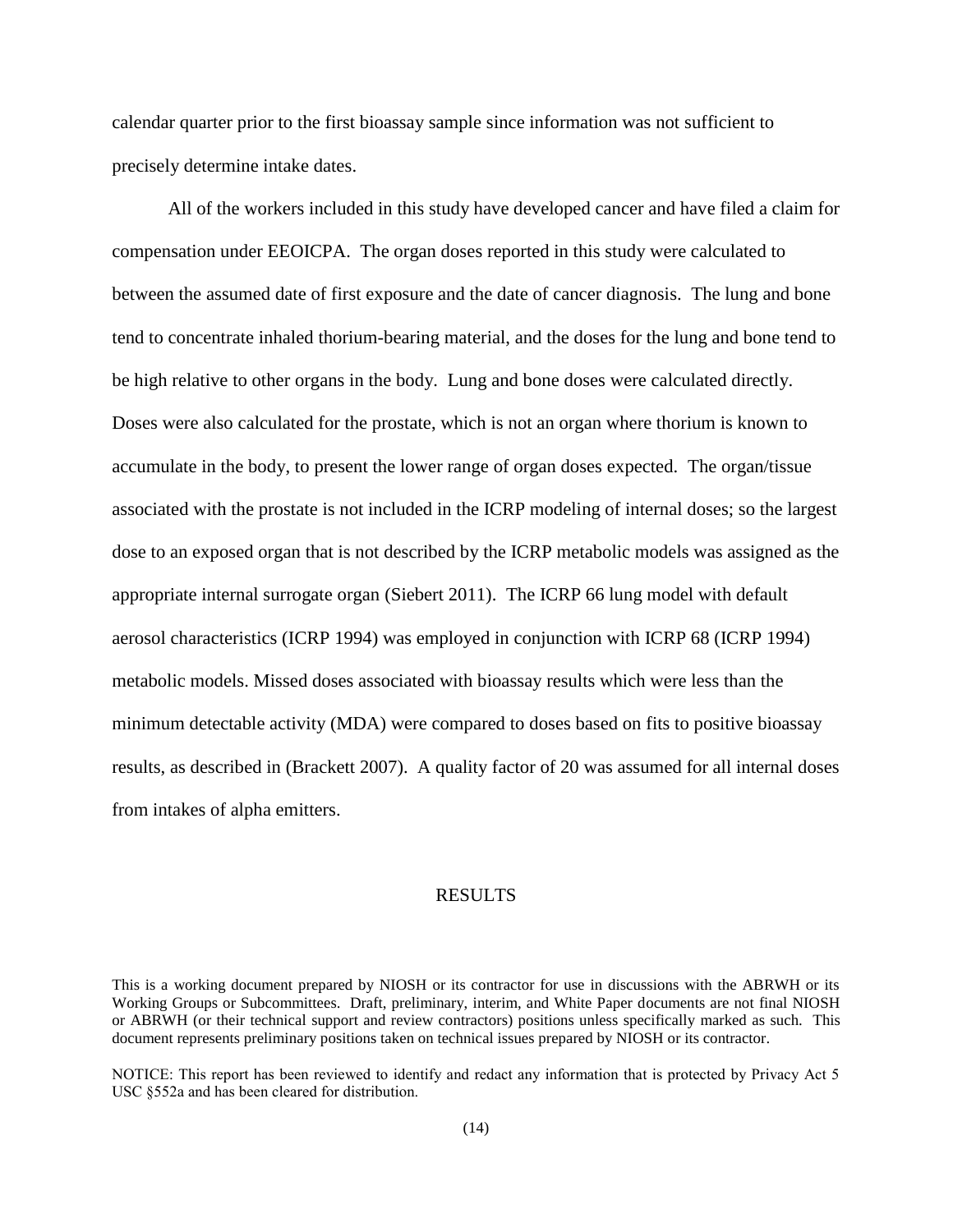calendar quarter prior to the first bioassay sample since information was not sufficient to precisely determine intake dates.

All of the workers included in this study have developed cancer and have filed a claim for compensation under EEOICPA. The organ doses reported in this study were calculated to between the assumed date of first exposure and the date of cancer diagnosis. The lung and bone tend to concentrate inhaled thorium-bearing material, and the doses for the lung and bone tend to be high relative to other organs in the body. Lung and bone doses were calculated directly. Doses were also calculated for the prostate, which is not an organ where thorium is known to accumulate in the body, to present the lower range of organ doses expected. The organ/tissue associated with the prostate is not included in the ICRP modeling of internal doses; so the largest dose to an exposed organ that is not described by the ICRP metabolic models was assigned as the appropriate internal surrogate organ (Siebert 2011). The ICRP 66 lung model with default aerosol characteristics (ICRP 1994) was employed in conjunction with ICRP 68 (ICRP 1994) metabolic models. Missed doses associated with bioassay results which were less than the minimum detectable activity (MDA) were compared to doses based on fits to positive bioassay results, as described in (Brackett 2007). A quality factor of 20 was assumed for all internal doses from intakes of alpha emitters.

## RESULTS

This is a working document prepared by NIOSH or its contractor for use in discussions with the ABRWH or its Working Groups or Subcommittees. Draft, preliminary, interim, and White Paper documents are not final NIOSH or ABRWH (or their technical support and review contractors) positions unless specifically marked as such. This document represents preliminary positions taken on technical issues prepared by NIOSH or its contractor.

NOTICE: This report has been reviewed to identify and redact any information that is protected by Privacy Act 5 USC §552a and has been cleared for distribution.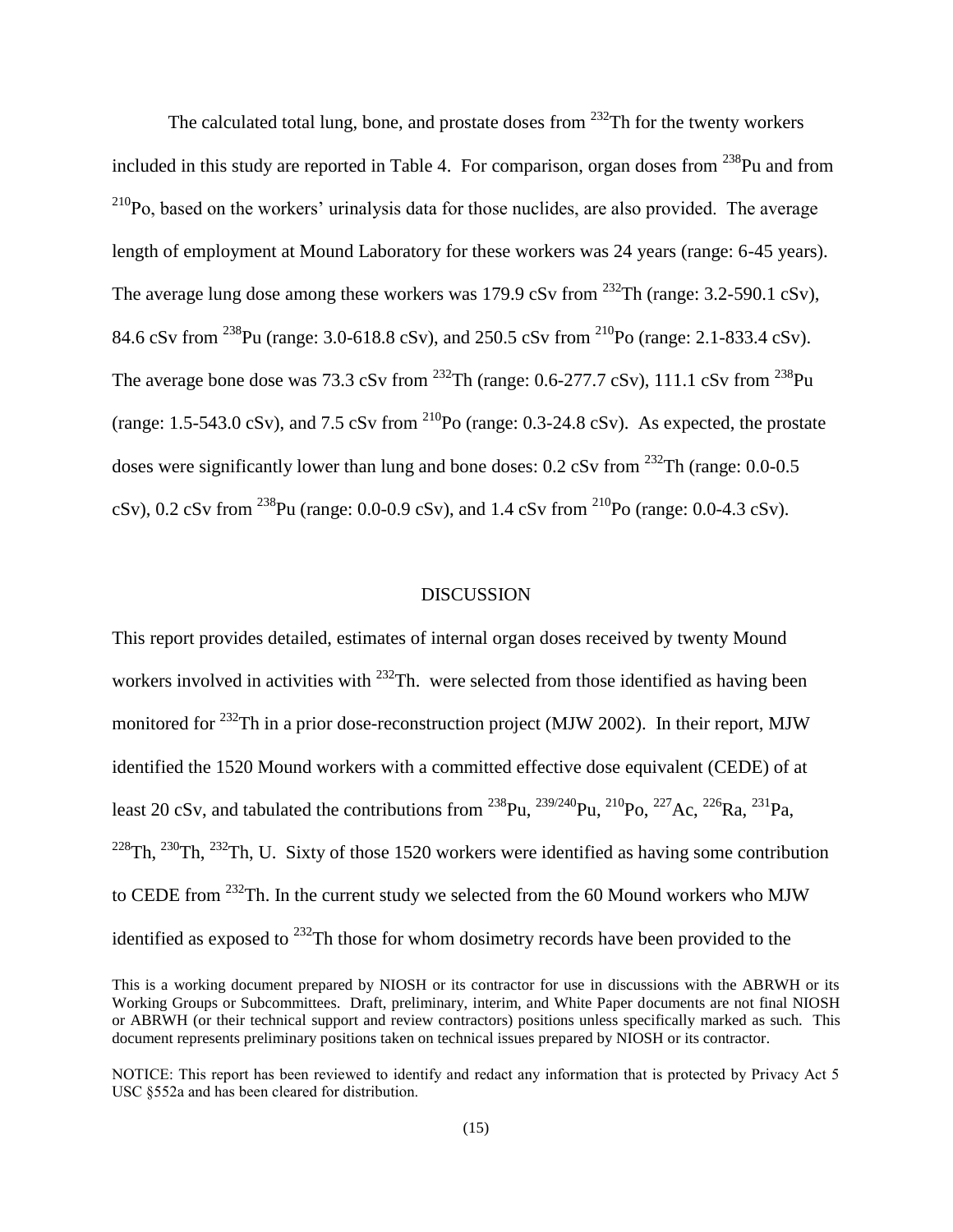The calculated total lung, bone, and prostate doses from $^{232}$Th for the twenty workers included in this study are reported in Table 4. For comparison, organ doses from $^{238}$Pu and from $^{210}$Po, based on the workers' urinalysis data for those nuclides, are also provided. The average length of employment at Mound Laboratory for these workers was 24 years (range: 6-45 years). The average lung dose among these workers was 179.9 cSv from $^{232}$Th (range: 3.2-590.1 cSv), 84.6 cSv from $^{238}$Pu (range: 3.0-618.8 cSv), and 250.5 cSv from $^{210}$Po (range: 2.1-833.4 cSv). The average bone dose was 73.3 cSv from $^{232}$Th (range: 0.6-277.7 cSv), 111.1 cSv from $^{238}$Pu (range: 1.5-543.0 cSv), and 7.5 cSv from $^{210}$Po (range: 0.3-24.8 cSv). As expected, the prostate doses were significantly lower than lung and bone doses: 0.2 cSv from $^{232}$Th (range: 0.0-0.5 cSv), 0.2 cSv from $^{238}$Pu (range: 0.0-0.9 cSv), and 1.4 cSv from $^{210}$Po (range: 0.0-4.3 cSv).

## DISCUSSION

This report provides detailed, estimates of internal organ doses received by twenty Mound workers involved in activities with $^{232}$Th. were selected from those identified as having been monitored for $^{232}$Th in a prior dose-reconstruction project (MJW 2002). In their report, MJW identified the 1520 Mound workers with a committed effective dose equivalent (CEDE) of at least 20 cSv, and tabulated the contributions from $^{238}$Pu, $^{239/240}$Pu, $^{210}$Po, $^{227}$Ac, $^{226}$Ra, $^{231}$Pa, $^{228}$Th, $^{230}$Th, $^{232}$Th, U. Sixty of those 1520 workers were identified as having some contribution to CEDE from $^{232}$Th. In the current study we selected from the 60 Mound workers who MJW identified as exposed to $^{232}$Th those for whom dosimetry records have been provided to the

This is a working document prepared by NIOSH or its contractor for use in discussions with the ABRWH or its Working Groups or Subcommittees. Draft, preliminary, interim, and White Paper documents are not final NIOSH or ABRWH (or their technical support and review contractors) positions unless specifically marked as such. This document represents preliminary positions taken on technical issues prepared by NIOSH or its contractor.

NOTICE: This report has been reviewed to identify and redact any information that is protected by Privacy Act 5 USC §552a and has been cleared for distribution.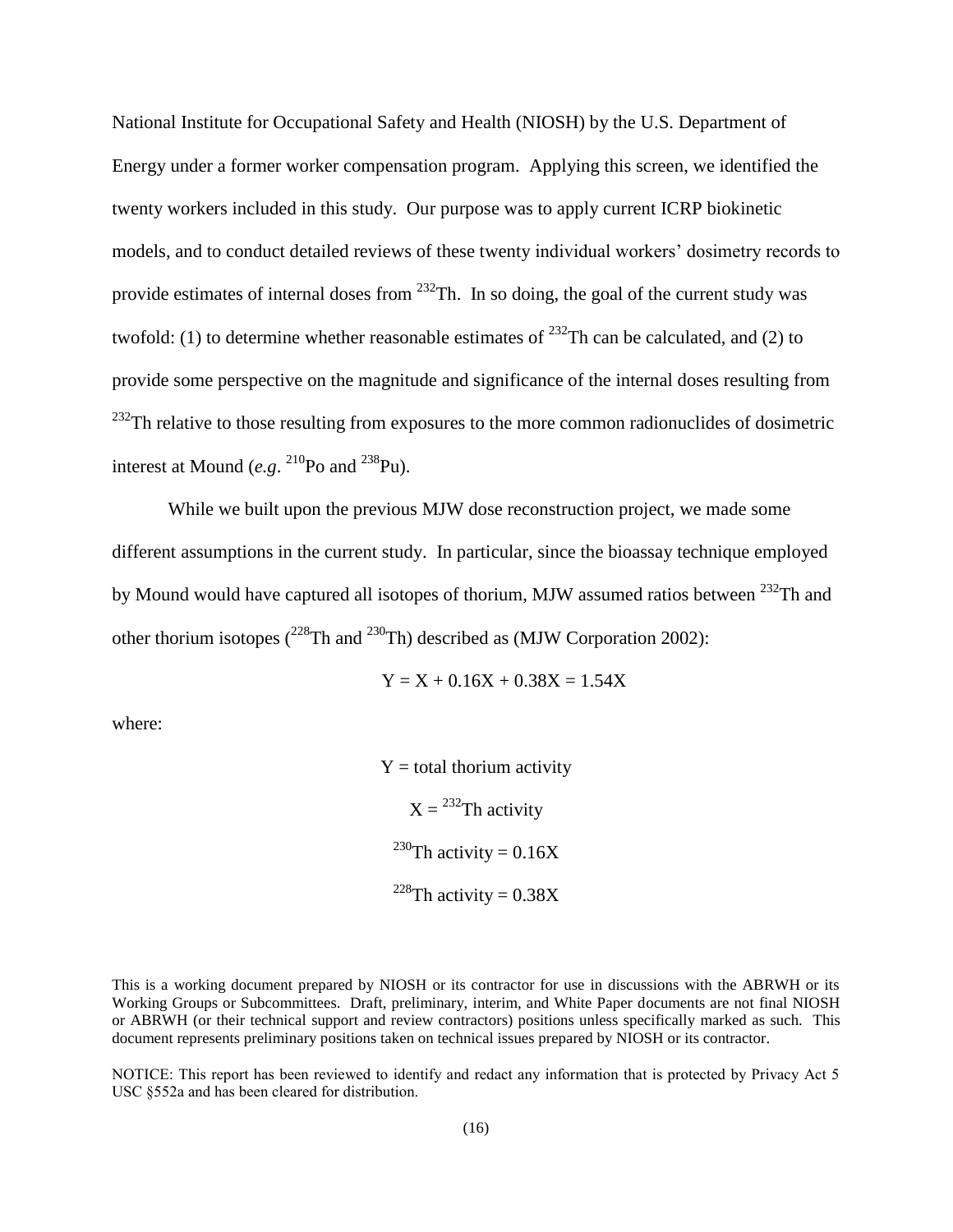National Institute for Occupational Safety and Health (NIOSH) by the U.S. Department of Energy under a former worker compensation program. Applying this screen, we identified the twenty workers included in this study. Our purpose was to apply current ICRP biokinetic models, and to conduct detailed reviews of these twenty individual workers' dosimetry records to provide estimates of internal doses from $^{232}$Th. In so doing, the goal of the current study was twofold: (1) to determine whether reasonable estimates of $^{232}$Th can be calculated, and (2) to provide some perspective on the magnitude and significance of the internal doses resulting from $^{232}$Th relative to those resulting from exposures to the more common radionuclides of dosimetric interest at Mound (*e.g.* $^{210}$Po and $^{238}$Pu).

While we built upon the previous MJW dose reconstruction project, we made some different assumptions in the current study. In particular, since the bioassay technique employed by Mound would have captured all isotopes of thorium, MJW assumed ratios between $^{232}$Th and other thorium isotopes ($^{228}$Th and $^{230}$Th) described as (MJW Corporation 2002):

$$Y = X + 0.16X + 0.38X = 1.54X$$

where:

$Y$ = total thorium activity

$X$ = $^{232}$Th activity

$^{230}$Th activity = $0.16X$

$^{228}$Th activity = $0.38X$

This is a working document prepared by NIOSH or its contractor for use in discussions with the ABRWH or its Working Groups or Subcommittees. Draft, preliminary, interim, and White Paper documents are not final NIOSH or ABRWH (or their technical support and review contractors) positions unless specifically marked as such. This document represents preliminary positions taken on technical issues prepared by NIOSH or its contractor.

NOTICE: This report has been reviewed to identify and redact any information that is protected by Privacy Act 5 USC §552a and has been cleared for distribution.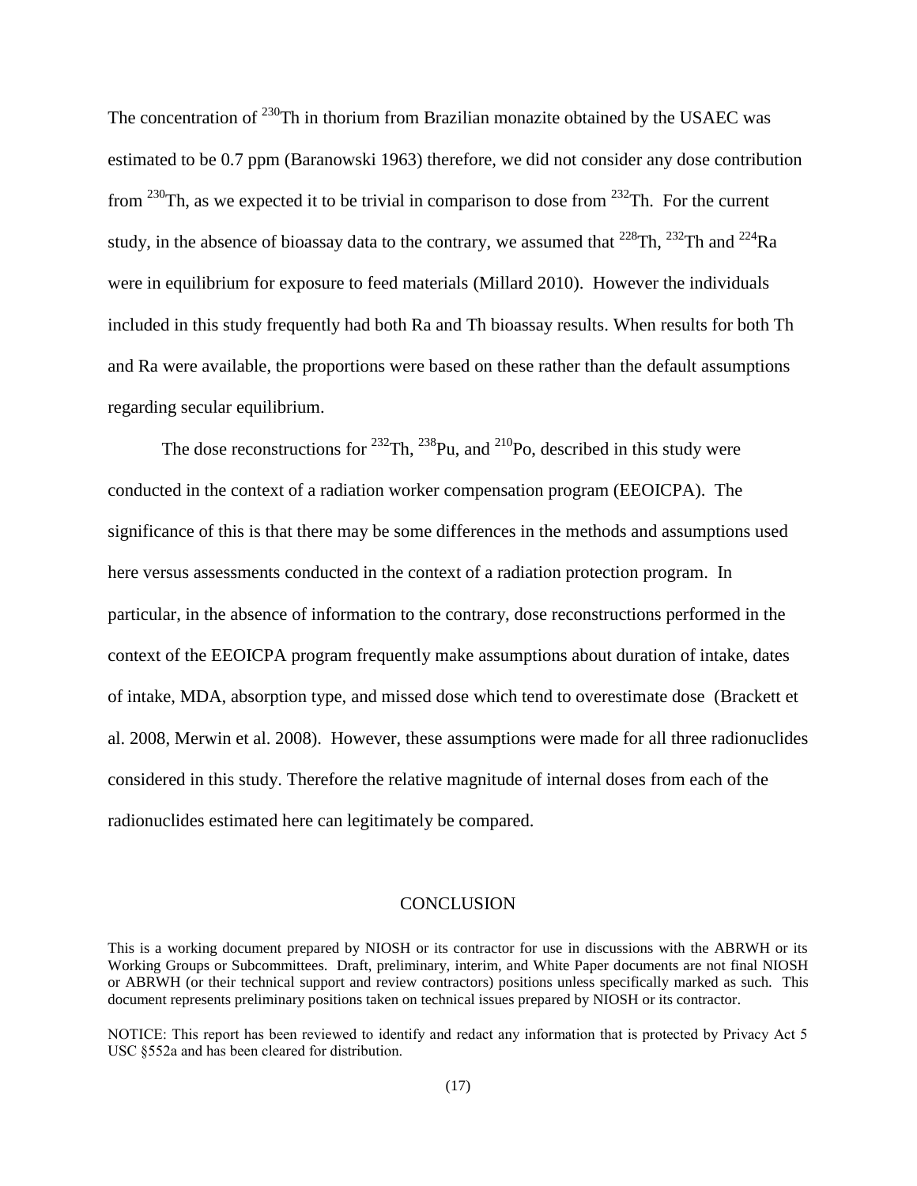The concentration of $^{230}$Th in thorium from Brazilian monazite obtained by the USAEC was estimated to be 0.7 ppm (Baranowski 1963) therefore, we did not consider any dose contribution from $^{230}$Th, as we expected it to be trivial in comparison to dose from $^{232}$Th. For the current study, in the absence of bioassay data to the contrary, we assumed that $^{228}$Th, $^{232}$Th and $^{224}$Ra were in equilibrium for exposure to feed materials (Millard 2010). However the individuals included in this study frequently had both Ra and Th bioassay results. When results for both Th and Ra were available, the proportions were based on these rather than the default assumptions regarding secular equilibrium.

The dose reconstructions for $^{232}$Th, $^{238}$Pu, and $^{210}$Po, described in this study were conducted in the context of a radiation worker compensation program (EEOICPA). The significance of this is that there may be some differences in the methods and assumptions used here versus assessments conducted in the context of a radiation protection program. In particular, in the absence of information to the contrary, dose reconstructions performed in the context of the EEOICPA program frequently make assumptions about duration of intake, dates of intake, MDA, absorption type, and missed dose which tend to overestimate dose (Brackett et al. 2008, Merwin et al. 2008). However, these assumptions were made for all three radionuclides considered in this study. Therefore the relative magnitude of internal doses from each of the radionuclides estimated here can legitimately be compared.

## CONCLUSION

This is a working document prepared by NIOSH or its contractor for use in discussions with the ABRWH or its Working Groups or Subcommittees. Draft, preliminary, interim, and White Paper documents are not final NIOSH or ABRWH (or their technical support and review contractors) positions unless specifically marked as such. This document represents preliminary positions taken on technical issues prepared by NIOSH or its contractor.

NOTICE: This report has been reviewed to identify and redact any information that is protected by Privacy Act 5 USC §552a and has been cleared for distribution.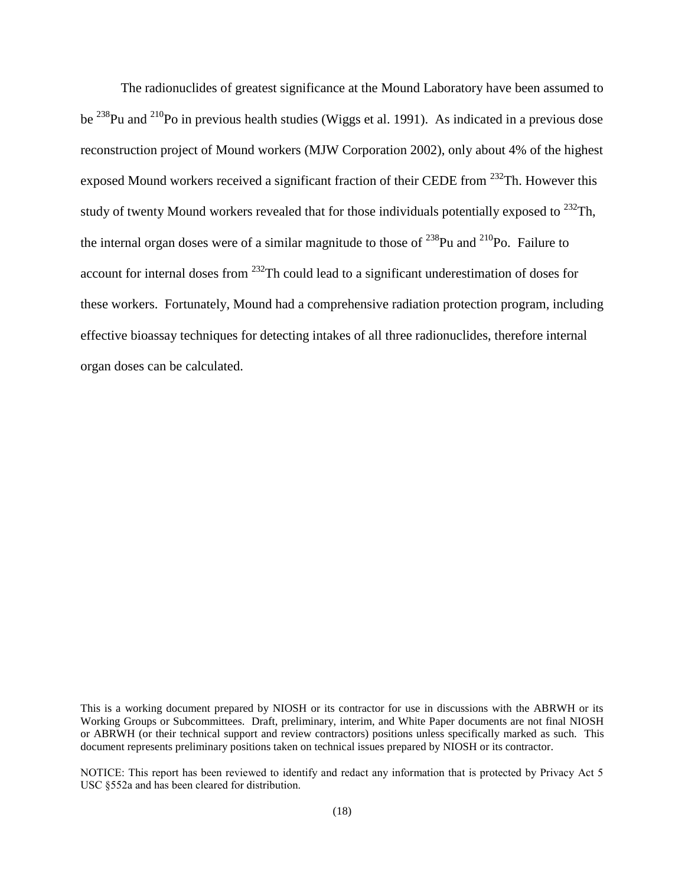The radionuclides of greatest significance at the Mound Laboratory have been assumed to be $^{238}$Pu and $^{210}$Po in previous health studies (Wiggs et al. 1991). As indicated in a previous dose reconstruction project of Mound workers (MJW Corporation 2002), only about 4% of the highest exposed Mound workers received a significant fraction of their CEDE from $^{232}$Th. However this study of twenty Mound workers revealed that for those individuals potentially exposed to $^{232}$Th, the internal organ doses were of a similar magnitude to those of $^{238}$Pu and $^{210}$Po. Failure to account for internal doses from $^{232}$Th could lead to a significant underestimation of doses for these workers. Fortunately, Mound had a comprehensive radiation protection program, including effective bioassay techniques for detecting intakes of all three radionuclides, therefore internal organ doses can be calculated.

This is a working document prepared by NIOSH or its contractor for use in discussions with the ABRWH or its Working Groups or Subcommittees. Draft, preliminary, interim, and White Paper documents are not final NIOSH or ABRWH (or their technical support and review contractors) positions unless specifically marked as such. This document represents preliminary positions taken on technical issues prepared by NIOSH or its contractor.

NOTICE: This report has been reviewed to identify and redact any information that is protected by Privacy Act 5 USC §552a and has been cleared for distribution.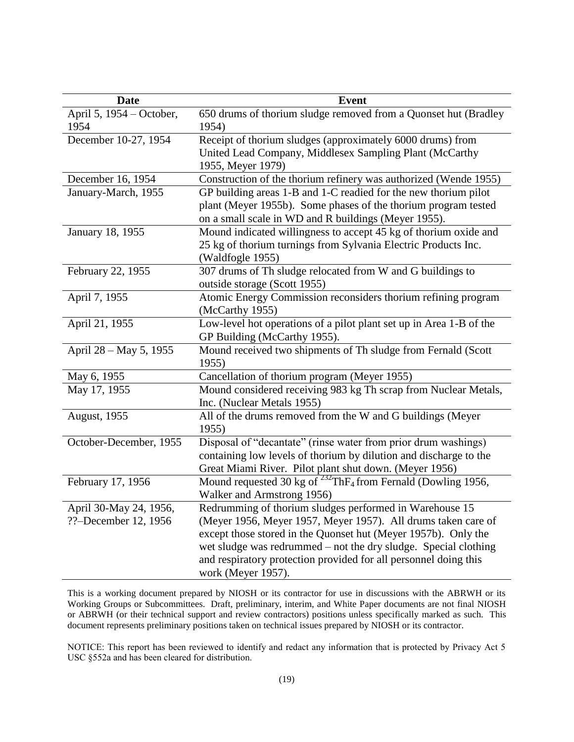| Date | Event |
| --- | --- |
| April 5, 1954 – October, 1954 | 650 drums of thorium sludge removed from a Quonset hut (Bradley 1954) |
| December 10-27, 1954 | Receipt of thorium sludges (approximately 6000 drums) from United Lead Company, Middlesex Sampling Plant (McCarthy 1955, Meyer 1979) |
| December 16, 1954 | Construction of the thorium refinery was authorized (Wende 1955) |
| January-March, 1955 | GP building areas 1-B and 1-C readied for the new thorium pilot plant (Meyer 1955b). Some phases of the thorium program tested on a small scale in WD and R buildings (Meyer 1955). |
| January 18, 1955 | Mound indicated willingness to accept 45 kg of thorium oxide and 25 kg of thorium turnings from Sylvania Electric Products Inc. (Waldfogle 1955) |
| February 22, 1955 | 307 drums of Th sludge relocated from W and G buildings to outside storage (Scott 1955) |
| April 7, 1955 | Atomic Energy Commission reconsiders thorium refining program (McCarthy 1955) |
| April 21, 1955 | Low-level hot operations of a pilot plant set up in Area 1-B of the GP Building (McCarthy 1955). |
| April 28 – May 5, 1955 | Mound received two shipments of Th sludge from Fernald (Scott 1955) |
| May 6, 1955 | Cancellation of thorium program (Meyer 1955) |
| May 17, 1955 | Mound considered receiving 983 kg Th scrap from Nuclear Metals, Inc. (Nuclear Metals 1955) |
| August, 1955 | All of the drums removed from the W and G buildings (Meyer 1955) |
| October-December, 1955 | Disposal of "decantate" (rinse water from prior drum washings) containing low levels of thorium by dilution and discharge to the Great Miami River. Pilot plant shut down. (Meyer 1956) |
| February 17, 1956 | Mound requested 30 kg of $^{232}ThF_4$ from Fernald (Dowling 1956, Walker and Armstrong 1956) |
| April 30-May 24, 1956, ??–December 12, 1956 | Redrumming of thorium sludges performed in Warehouse 15 (Meyer 1956, Meyer 1957, Meyer 1957). All drums taken care of except those stored in the Quonset hut (Meyer 1957b). Only the wet sludge was redrummed – not the dry sludge. Special clothing and respiratory protection provided for all personnel doing this work (Meyer 1957). |

This is a working document prepared by NIOSH or its contractor for use in discussions with the ABRWH or its Working Groups or Subcommittees. Draft, preliminary, interim, and White Paper documents are not final NIOSH or ABRWH (or their technical support and review contractors) positions unless specifically marked as such. This document represents preliminary positions taken on technical issues prepared by NIOSH or its contractor.

NOTICE: This report has been reviewed to identify and redact any information that is protected by Privacy Act 5 USC §552a and has been cleared for distribution.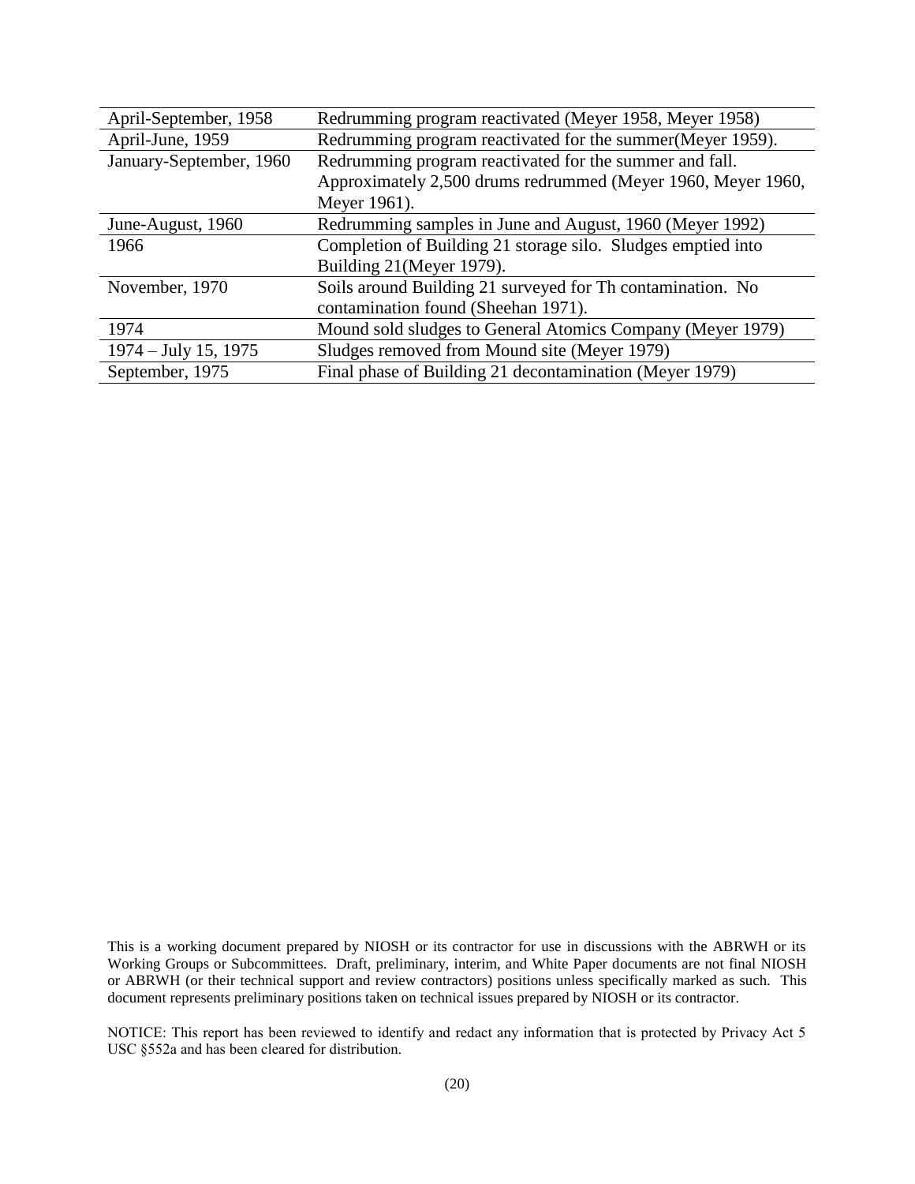| | |
|---|---|
| April-September, 1958 | Redrumming program reactivated (Meyer 1958, Meyer 1958) |
| April-June, 1959 | Redrumming program reactivated for the summer(Meyer 1959). |
| January-September, 1960 | Redrumming program reactivated for the summer and fall. Approximately 2,500 drums redrummed (Meyer 1960, Meyer 1960, Meyer 1961). |
| June-August, 1960 | Redrumming samples in June and August, 1960 (Meyer 1992) |
| 1966 | Completion of Building 21 storage silo. Sludges emptied into Building 21(Meyer 1979). |
| November, 1970 | Soils around Building 21 surveyed for Th contamination. No contamination found (Sheehan 1971). |
| 1974 | Mound sold sludges to General Atomics Company (Meyer 1979) |
| 1974 – July 15, 1975 | Sludges removed from Mound site (Meyer 1979) |
| September, 1975 | Final phase of Building 21 decontamination (Meyer 1979) |

This is a working document prepared by NIOSH or its contractor for use in discussions with the ABRWH or its Working Groups or Subcommittees. Draft, preliminary, interim, and White Paper documents are not final NIOSH or ABRWH (or their technical support and review contractors) positions unless specifically marked as such. This document represents preliminary positions taken on technical issues prepared by NIOSH or its contractor.

NOTICE: This report has been reviewed to identify and redact any information that is protected by Privacy Act 5 USC §552a and has been cleared for distribution.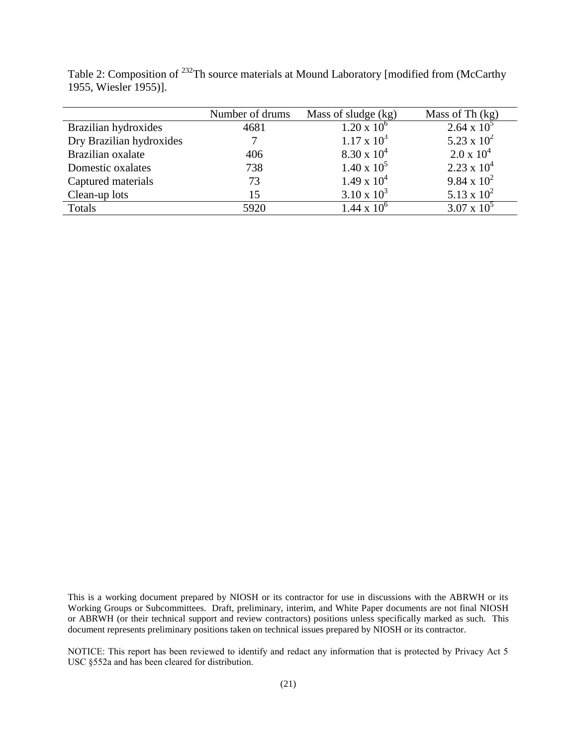Table 2: Composition of $^{232}Th$ source materials at Mound Laboratory [modified from (McCarthy 1955, Wiesler 1955)].

| | Number of drums | Mass of sludge (kg) | Mass of Th (kg) |
|---|---|---|---|
| Brazilian hydroxides | 4681 | $1.20 \times 10^6$ | $2.64 \times 10^5$ |
| Dry Brazilian hydroxides | 7 | $1.17 \times 10^3$ | $5.23 \times 10^2$ |
| Brazilian oxalate | 406 | $8.30 \times 10^4$ | $2.0 \times 10^4$ |
| Domestic oxalates | 738 | $1.40 \times 10^5$ | $2.23 \times 10^4$ |
| Captured materials | 73 | $1.49 \times 10^4$ | $9.84 \times 10^2$ |
| Clean-up lots | 15 | $3.10 \times 10^3$ | $5.13 \times 10^2$ |
| Totals | 5920 | $1.44 \times 10^6$ | $3.07 \times 10^5$ |

This is a working document prepared by NIOSH or its contractor for use in discussions with the ABRWH or its Working Groups or Subcommittees. Draft, preliminary, interim, and White Paper documents are not final NIOSH or ABRWH (or their technical support and review contractors) positions unless specifically marked as such. This document represents preliminary positions taken on technical issues prepared by NIOSH or its contractor.

NOTICE: This report has been reviewed to identify and redact any information that is protected by Privacy Act 5 USC §552a and has been cleared for distribution.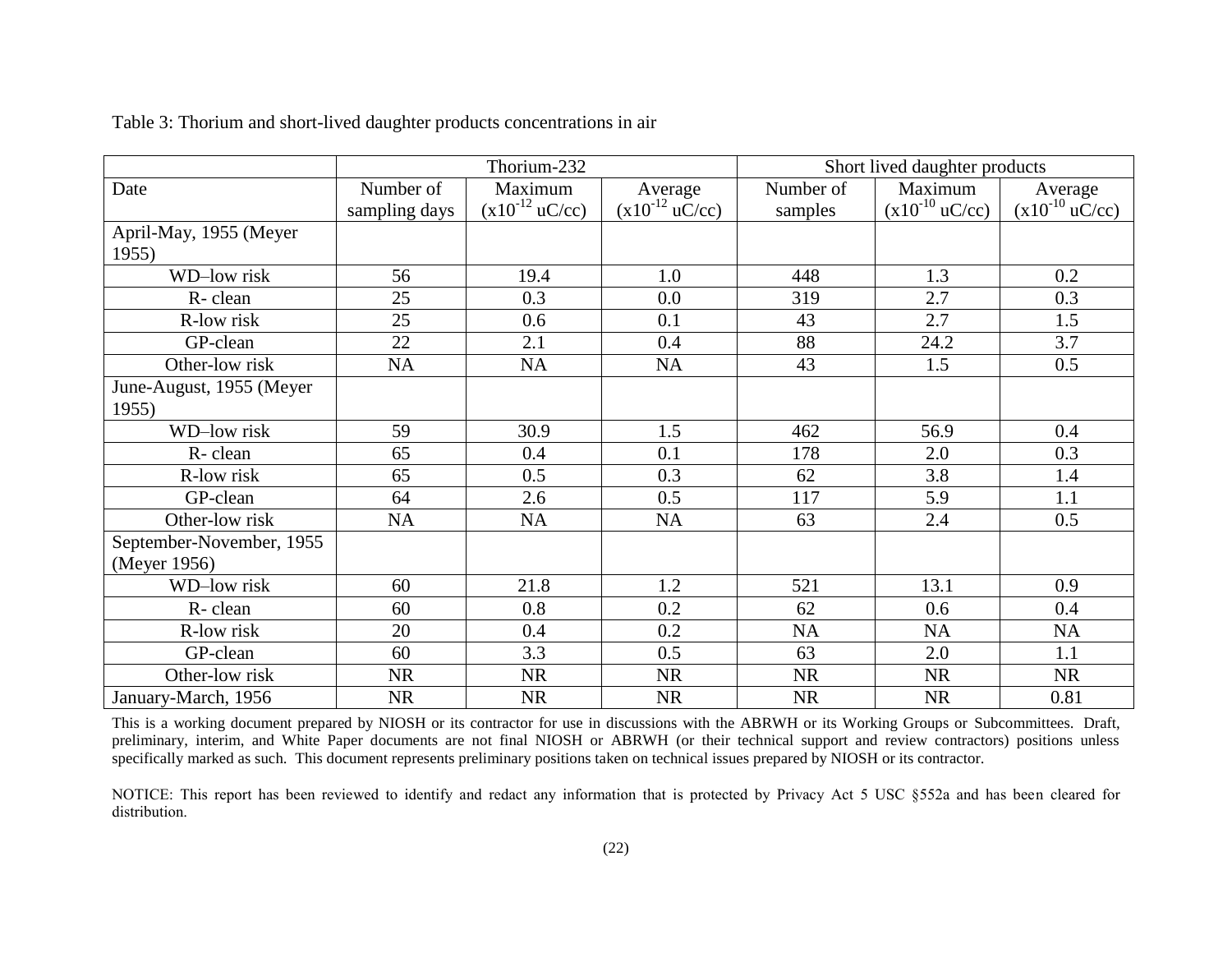Table 3: Thorium and short-lived daughter products concentrations in air

| | Thorium-232 | | | Short lived daughter products | | |
|---|---|---|---|---|---|---|
| Date | Number of sampling days | Maximum ($x10^{-12}$ uC/cc) | Average ($x10^{-12}$ uC/cc) | Number of samples | Maximum ($x10^{-10}$ uC/cc) | Average ($x10^{-10}$ uC/cc) |
| April-May, 1955 (Meyer 1955) | | | | | | |
| WD–low risk | 56 | 19.4 | 1.0 | 448 | 1.3 | 0.2 |
| R- clean | 25 | 0.3 | 0.0 | 319 | 2.7 | 0.3 |
| R-low risk | 25 | 0.6 | 0.1 | 43 | 2.7 | 1.5 |
| GP-clean | 22 | 2.1 | 0.4 | 88 | 24.2 | 3.7 |
| Other-low risk | NA | NA | NA | 43 | 1.5 | 0.5 |
| June-August, 1955 (Meyer 1955) | | | | | | |
| WD–low risk | 59 | 30.9 | 1.5 | 462 | 56.9 | 0.4 |
| R- clean | 65 | 0.4 | 0.1 | 178 | 2.0 | 0.3 |
| R-low risk | 65 | 0.5 | 0.3 | 62 | 3.8 | 1.4 |
| GP-clean | 64 | 2.6 | 0.5 | 117 | 5.9 | 1.1 |
| Other-low risk | NA | NA | NA | 63 | 2.4 | 0.5 |
| September-November, 1955 (Meyer 1956) | | | | | | |
| WD–low risk | 60 | 21.8 | 1.2 | 521 | 13.1 | 0.9 |
| R- clean | 60 | 0.8 | 0.2 | 62 | 0.6 | 0.4 |
| R-low risk | 20 | 0.4 | 0.2 | NA | NA | NA |
| GP-clean | 60 | 3.3 | 0.5 | 63 | 2.0 | 1.1 |
| Other-low risk | NR | NR | NR | NR | NR | NR |
| January-March, 1956 | NR | NR | NR | NR | NR | 0.81 |

This is a working document prepared by NIOSH or its contractor for use in discussions with the ABRWH or its Working Groups or Subcommittees. Draft, preliminary, interim, and White Paper documents are not final NIOSH or ABRWH (or their technical support and review contractors) positions unless specifically marked as such. This document represents preliminary positions taken on technical issues prepared by NIOSH or its contractor.

NOTICE: This report has been reviewed to identify and redact any information that is protected by Privacy Act 5 USC §552a and has been cleared for distribution.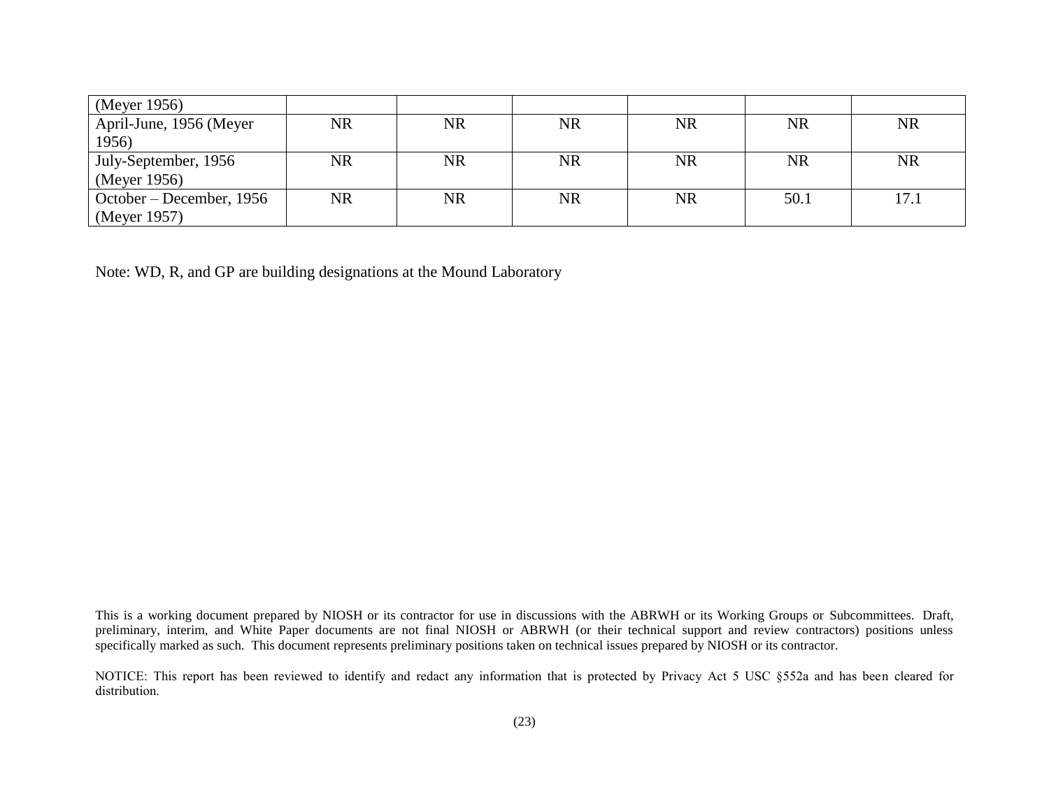| (Meyer 1956) | | | | | | |
|---|---|---|---|---|---|---|
| April-June, 1956 (Meyer 1956) | NR | NR | NR | NR | NR | NR |
| July-September, 1956 (Meyer 1956) | NR | NR | NR | NR | NR | NR |
| October – December, 1956 (Meyer 1957) | NR | NR | NR | NR | 50.1 | 17.1 |

Note: WD, R, and GP are building designations at the Mound Laboratory

This is a working document prepared by NIOSH or its contractor for use in discussions with the ABRWH or its Working Groups or Subcommittees. Draft, preliminary, interim, and White Paper documents are not final NIOSH or ABRWH (or their technical support and review contractors) positions unless specifically marked as such. This document represents preliminary positions taken on technical issues prepared by NIOSH or its contractor.

NOTICE: This report has been reviewed to identify and redact any information that is protected by Privacy Act 5 USC §552a and has been cleared for distribution.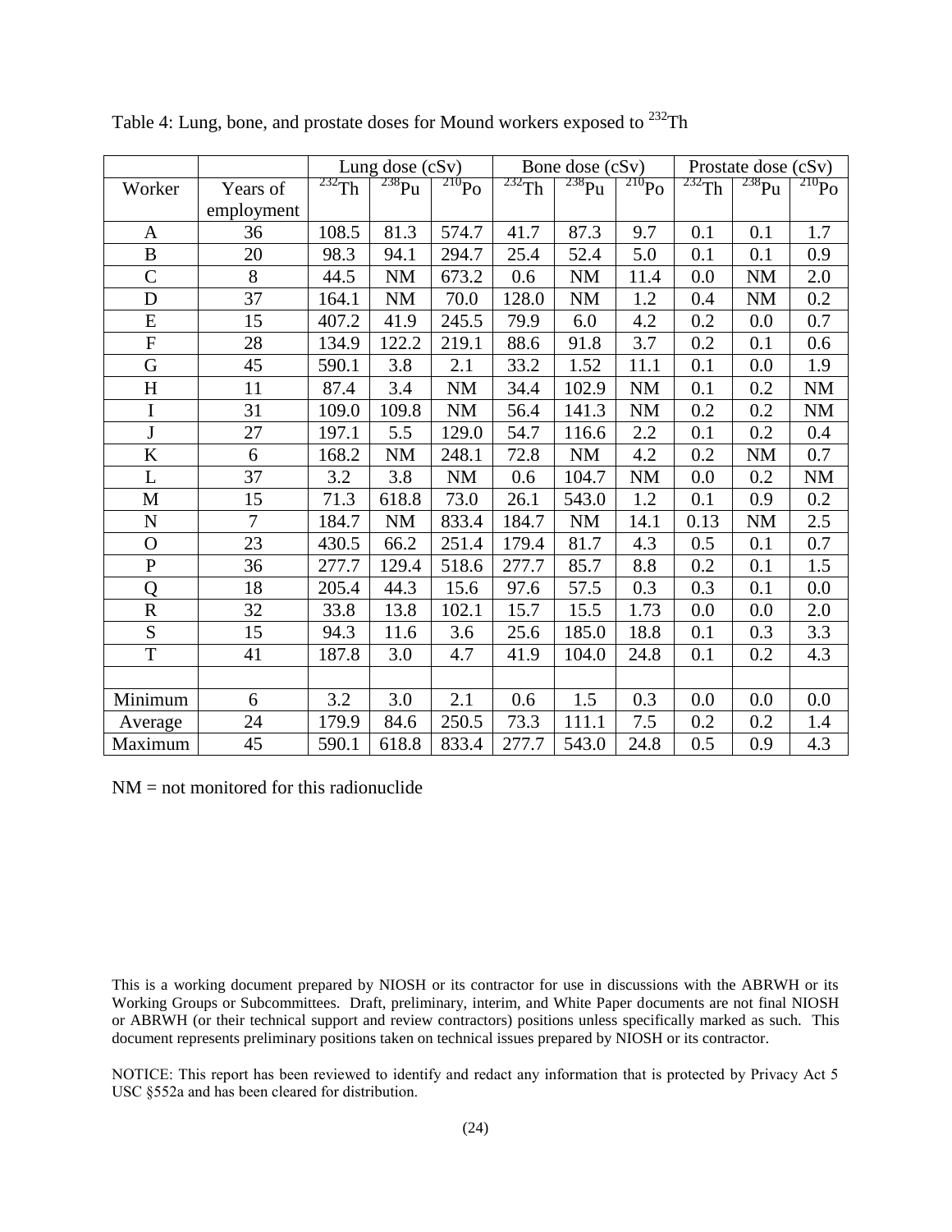Table 4: Lung, bone, and prostate doses for Mound workers exposed to $^{232}$Th

| | | Lung dose (cSv) | | | Bone dose (cSv) | | | Prostate dose (cSv) | | |
|---|---|---|---|---|---|---|---|---|---|---|
| Worker | Years of employment | $^{232}$Th | $^{238}$Pu | $^{210}$Po | $^{232}$Th | $^{238}$Pu | $^{210}$Po | $^{232}$Th | $^{238}$Pu | $^{210}$Po |
| A | 36 | 108.5 | 81.3 | 574.7 | 41.7 | 87.3 | 9.7 | 0.1 | 0.1 | 1.7 |
| B | 20 | 98.3 | 94.1 | 294.7 | 25.4 | 52.4 | 5.0 | 0.1 | 0.1 | 0.9 |
| C | 8 | 44.5 | NM | 673.2 | 0.6 | NM | 11.4 | 0.0 | NM | 2.0 |
| D | 37 | 164.1 | NM | 70.0 | 128.0 | NM | 1.2 | 0.4 | NM | 0.2 |
| E | 15 | 407.2 | 41.9 | 245.5 | 79.9 | 6.0 | 4.2 | 0.2 | 0.0 | 0.7 |
| F | 28 | 134.9 | 122.2 | 219.1 | 88.6 | 91.8 | 3.7 | 0.2 | 0.1 | 0.6 |
| G | 45 | 590.1 | 3.8 | 2.1 | 33.2 | 1.52 | 11.1 | 0.1 | 0.0 | 1.9 |
| H | 11 | 87.4 | 3.4 | NM | 34.4 | 102.9 | NM | 0.1 | 0.2 | NM |
| I | 31 | 109.0 | 109.8 | NM | 56.4 | 141.3 | NM | 0.2 | 0.2 | NM |
| J | 27 | 197.1 | 5.5 | 129.0 | 54.7 | 116.6 | 2.2 | 0.1 | 0.2 | 0.4 |
| K | 6 | 168.2 | NM | 248.1 | 72.8 | NM | 4.2 | 0.2 | NM | 0.7 |
| L | 37 | 3.2 | 3.8 | NM | 0.6 | 104.7 | NM | 0.0 | 0.2 | NM |
| M | 15 | 71.3 | 618.8 | 73.0 | 26.1 | 543.0 | 1.2 | 0.1 | 0.9 | 0.2 |
| N | 7 | 184.7 | NM | 833.4 | 184.7 | NM | 14.1 | 0.13 | NM | 2.5 |
| O | 23 | 430.5 | 66.2 | 251.4 | 179.4 | 81.7 | 4.3 | 0.5 | 0.1 | 0.7 |
| P | 36 | 277.7 | 129.4 | 518.6 | 277.7 | 85.7 | 8.8 | 0.2 | 0.1 | 1.5 |
| Q | 18 | 205.4 | 44.3 | 15.6 | 97.6 | 57.5 | 0.3 | 0.3 | 0.1 | 0.0 |
| R | 32 | 33.8 | 13.8 | 102.1 | 15.7 | 15.5 | 1.73 | 0.0 | 0.0 | 2.0 |
| S | 15 | 94.3 | 11.6 | 3.6 | 25.6 | 185.0 | 18.8 | 0.1 | 0.3 | 3.3 |
| T | 41 | 187.8 | 3.0 | 4.7 | 41.9 | 104.0 | 24.8 | 0.1 | 0.2 | 4.3 |
| | | | | | | | | | | |
| Minimum | 6 | 3.2 | 3.0 | 2.1 | 0.6 | 1.5 | 0.3 | 0.0 | 0.0 | 0.0 |
| Average | 24 | 179.9 | 84.6 | 250.5 | 73.3 | 111.1 | 7.5 | 0.2 | 0.2 | 1.4 |
| Maximum | 45 | 590.1 | 618.8 | 833.4 | 277.7 | 543.0 | 24.8 | 0.5 | 0.9 | 4.3 |

NM = not monitored for this radionuclide

This is a working document prepared by NIOSH or its contractor for use in discussions with the ABRWH or its Working Groups or Subcommittees. Draft, preliminary, interim, and White Paper documents are not final NIOSH or ABRWH (or their technical support and review contractors) positions unless specifically marked as such. This document represents preliminary positions taken on technical issues prepared by NIOSH or its contractor.

NOTICE: This report has been reviewed to identify and redact any information that is protected by Privacy Act 5 USC §552a and has been cleared for distribution.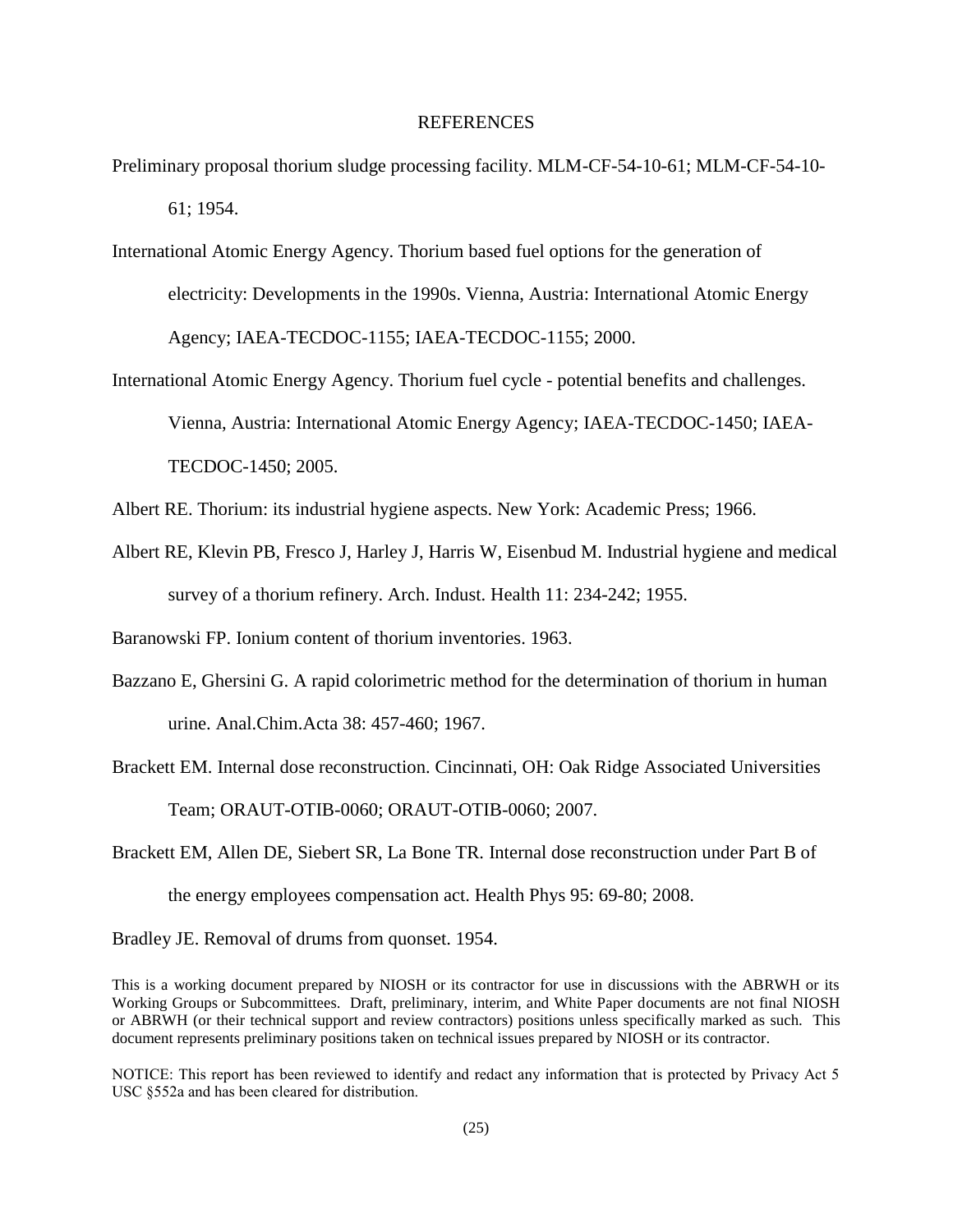# REFERENCES

Preliminary proposal thorium sludge processing facility. MLM-CF-54-10-61; MLM-CF-54-10-61; 1954.

International Atomic Energy Agency. Thorium based fuel options for the generation of electricity: Developments in the 1990s. Vienna, Austria: International Atomic Energy Agency; IAEA-TECDOC-1155; IAEA-TECDOC-1155; 2000.

International Atomic Energy Agency. Thorium fuel cycle - potential benefits and challenges. Vienna, Austria: International Atomic Energy Agency; IAEA-TECDOC-1450; IAEA-TECDOC-1450; 2005.

Albert RE. Thorium: its industrial hygiene aspects. New York: Academic Press; 1966.

Albert RE, Klevin PB, Fresco J, Harley J, Harris W, Eisenbud M. Industrial hygiene and medical survey of a thorium refinery. Arch. Indust. Health 11: 234-242; 1955.

Baranowski FP. Ionium content of thorium inventories. 1963.

Bazzano E, Ghersini G. A rapid colorimetric method for the determination of thorium in human urine. Anal.Chim.Acta 38: 457-460; 1967.

Brackett EM. Internal dose reconstruction. Cincinnati, OH: Oak Ridge Associated Universities Team; ORAUT-OTIB-0060; ORAUT-OTIB-0060; 2007.

Brackett EM, Allen DE, Siebert SR, La Bone TR. Internal dose reconstruction under Part B of the energy employees compensation act. Health Phys 95: 69-80; 2008.

Bradley JE. Removal of drums from quonset. 1954.

This is a working document prepared by NIOSH or its contractor for use in discussions with the ABRWH or its Working Groups or Subcommittees. Draft, preliminary, interim, and White Paper documents are not final NIOSH or ABRWH (or their technical support and review contractors) positions unless specifically marked as such. This document represents preliminary positions taken on technical issues prepared by NIOSH or its contractor.

NOTICE: This report has been reviewed to identify and redact any information that is protected by Privacy Act 5 USC §552a and has been cleared for distribution.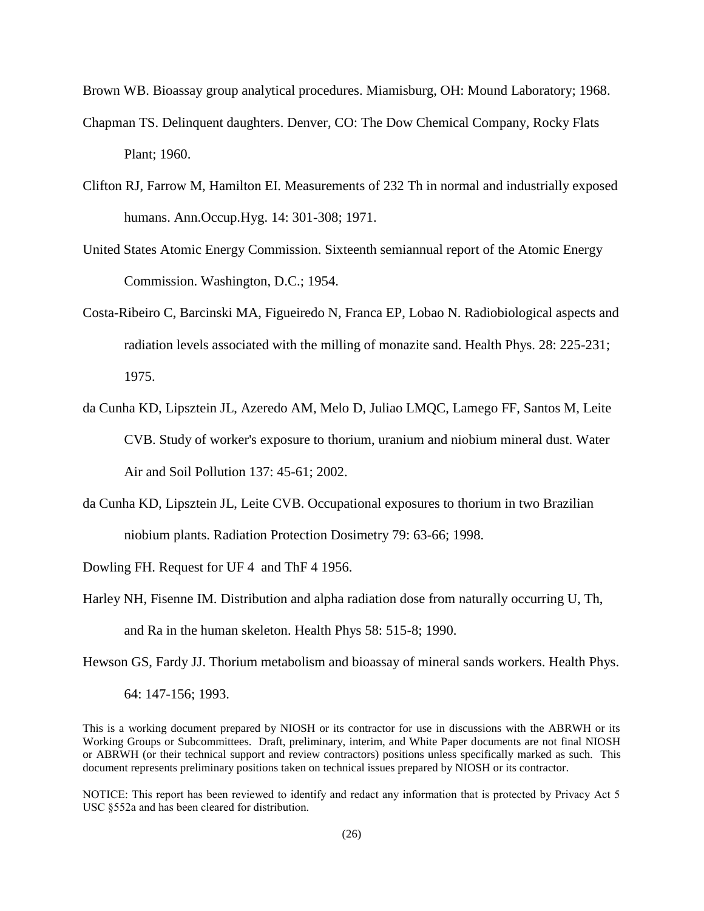Brown WB. Bioassay group analytical procedures. Miamisburg, OH: Mound Laboratory; 1968.

Chapman TS. Delinquent daughters. Denver, CO: The Dow Chemical Company, Rocky Flats Plant; 1960.

Clifton RJ, Farrow M, Hamilton EI. Measurements of 232 Th in normal and industrially exposed humans. Ann.Occup.Hyg. 14: 301-308; 1971.

United States Atomic Energy Commission. Sixteenth semiannual report of the Atomic Energy Commission. Washington, D.C.; 1954.

Costa-Ribeiro C, Barcinski MA, Figueiredo N, Franca EP, Lobao N. Radiobiological aspects and radiation levels associated with the milling of monazite sand. Health Phys. 28: 225-231; 1975.

da Cunha KD, Lipsztein JL, Azeredo AM, Melo D, Juliao LMQC, Lamego FF, Santos M, Leite CVB. Study of worker's exposure to thorium, uranium and niobium mineral dust. Water Air and Soil Pollution 137: 45-61; 2002.

da Cunha KD, Lipsztein JL, Leite CVB. Occupational exposures to thorium in two Brazilian niobium plants. Radiation Protection Dosimetry 79: 63-66; 1998.

Dowling FH. Request for $UF_4$ and $ThF_4$ 1956.

Harley NH, Fisenne IM. Distribution and alpha radiation dose from naturally occurring U, Th, and Ra in the human skeleton. Health Phys 58: 515-8; 1990.

Hewson GS, Fardy JJ. Thorium metabolism and bioassay of mineral sands workers. Health Phys. 64: 147-156; 1993.

This is a working document prepared by NIOSH or its contractor for use in discussions with the ABRWH or its Working Groups or Subcommittees. Draft, preliminary, interim, and White Paper documents are not final NIOSH or ABRWH (or their technical support and review contractors) positions unless specifically marked as such. This document represents preliminary positions taken on technical issues prepared by NIOSH or its contractor.

NOTICE: This report has been reviewed to identify and redact any information that is protected by Privacy Act 5 USC §552a and has been cleared for distribution.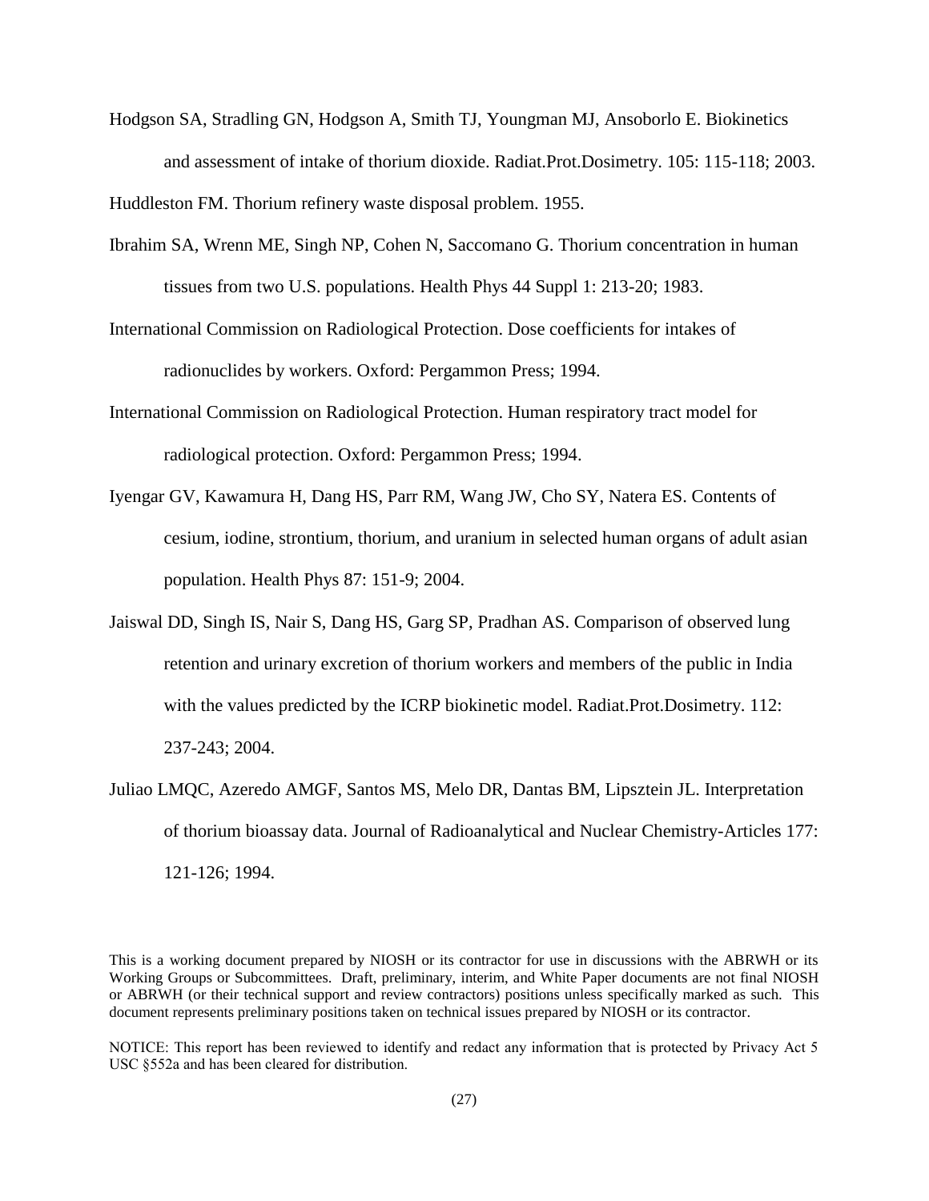Hodgson SA, Stradling GN, Hodgson A, Smith TJ, Youngman MJ, Ansoborlo E. Biokinetics and assessment of intake of thorium dioxide. Radiat.Prot.Dosimetry. 105: 115-118; 2003.

Huddleston FM. Thorium refinery waste disposal problem. 1955.

Ibrahim SA, Wrenn ME, Singh NP, Cohen N, Saccomano G. Thorium concentration in human tissues from two U.S. populations. Health Phys 44 Suppl 1: 213-20; 1983.

International Commission on Radiological Protection. Dose coefficients for intakes of radionuclides by workers. Oxford: Pergammon Press; 1994.

International Commission on Radiological Protection. Human respiratory tract model for radiological protection. Oxford: Pergammon Press; 1994.

Iyengar GV, Kawamura H, Dang HS, Parr RM, Wang JW, Cho SY, Natera ES. Contents of cesium, iodine, strontium, thorium, and uranium in selected human organs of adult asian population. Health Phys 87: 151-9; 2004.

Jaiswal DD, Singh IS, Nair S, Dang HS, Garg SP, Pradhan AS. Comparison of observed lung retention and urinary excretion of thorium workers and members of the public in India with the values predicted by the ICRP biokinetic model. Radiat.Prot.Dosimetry. 112: 237-243; 2004.

Juliao LMQC, Azeredo AMGF, Santos MS, Melo DR, Dantas BM, Lipsztein JL. Interpretation of thorium bioassay data. Journal of Radioanalytical and Nuclear Chemistry-Articles 177: 121-126; 1994.

This is a working document prepared by NIOSH or its contractor for use in discussions with the ABRWH or its Working Groups or Subcommittees. Draft, preliminary, interim, and White Paper documents are not final NIOSH or ABRWH (or their technical support and review contractors) positions unless specifically marked as such. This document represents preliminary positions taken on technical issues prepared by NIOSH or its contractor.

NOTICE: This report has been reviewed to identify and redact any information that is protected by Privacy Act 5 USC §552a and has been cleared for distribution.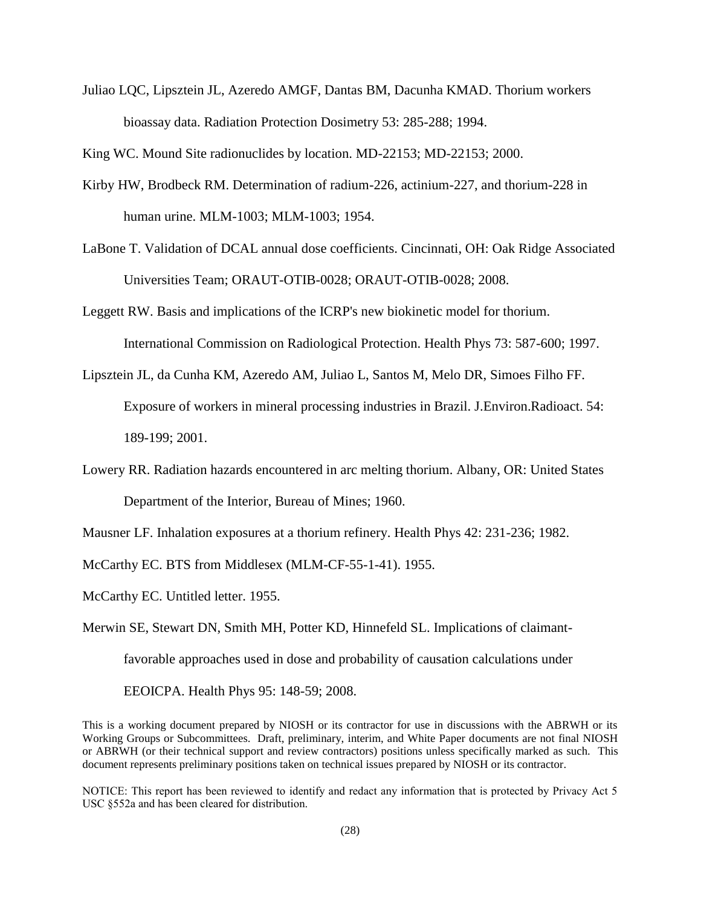Juliao LQC, Lipsztein JL, Azeredo AMGF, Dantas BM, Dacunha KMAD. Thorium workers bioassay data. Radiation Protection Dosimetry 53: 285-288; 1994.

King WC. Mound Site radionuclides by location. MD-22153; MD-22153; 2000.

Kirby HW, Brodbeck RM. Determination of radium-226, actinium-227, and thorium-228 in human urine. MLM-1003; MLM-1003; 1954.

LaBone T. Validation of DCAL annual dose coefficients. Cincinnati, OH: Oak Ridge Associated Universities Team; ORAUT-OTIB-0028; ORAUT-OTIB-0028; 2008.

Leggett RW. Basis and implications of the ICRP's new biokinetic model for thorium. International Commission on Radiological Protection. Health Phys 73: 587-600; 1997.

Lipsztein JL, da Cunha KM, Azeredo AM, Juliao L, Santos M, Melo DR, Simoes Filho FF. Exposure of workers in mineral processing industries in Brazil. J.Environ.Radioact. 54: 189-199; 2001.

Lowery RR. Radiation hazards encountered in arc melting thorium. Albany, OR: United States Department of the Interior, Bureau of Mines; 1960.

Mausner LF. Inhalation exposures at a thorium refinery. Health Phys 42: 231-236; 1982.

McCarthy EC. BTS from Middlesex (MLM-CF-55-1-41). 1955.

McCarthy EC. Untitled letter. 1955.

Merwin SE, Stewart DN, Smith MH, Potter KD, Hinnefeld SL. Implications of claimant-favorable approaches used in dose and probability of causation calculations under EEOICPA. Health Phys 95: 148-59; 2008.

This is a working document prepared by NIOSH or its contractor for use in discussions with the ABRWH or its Working Groups or Subcommittees. Draft, preliminary, interim, and White Paper documents are not final NIOSH or ABRWH (or their technical support and review contractors) positions unless specifically marked as such. This document represents preliminary positions taken on technical issues prepared by NIOSH or its contractor.

NOTICE: This report has been reviewed to identify and redact any information that is protected by Privacy Act 5 USC §552a and has been cleared for distribution.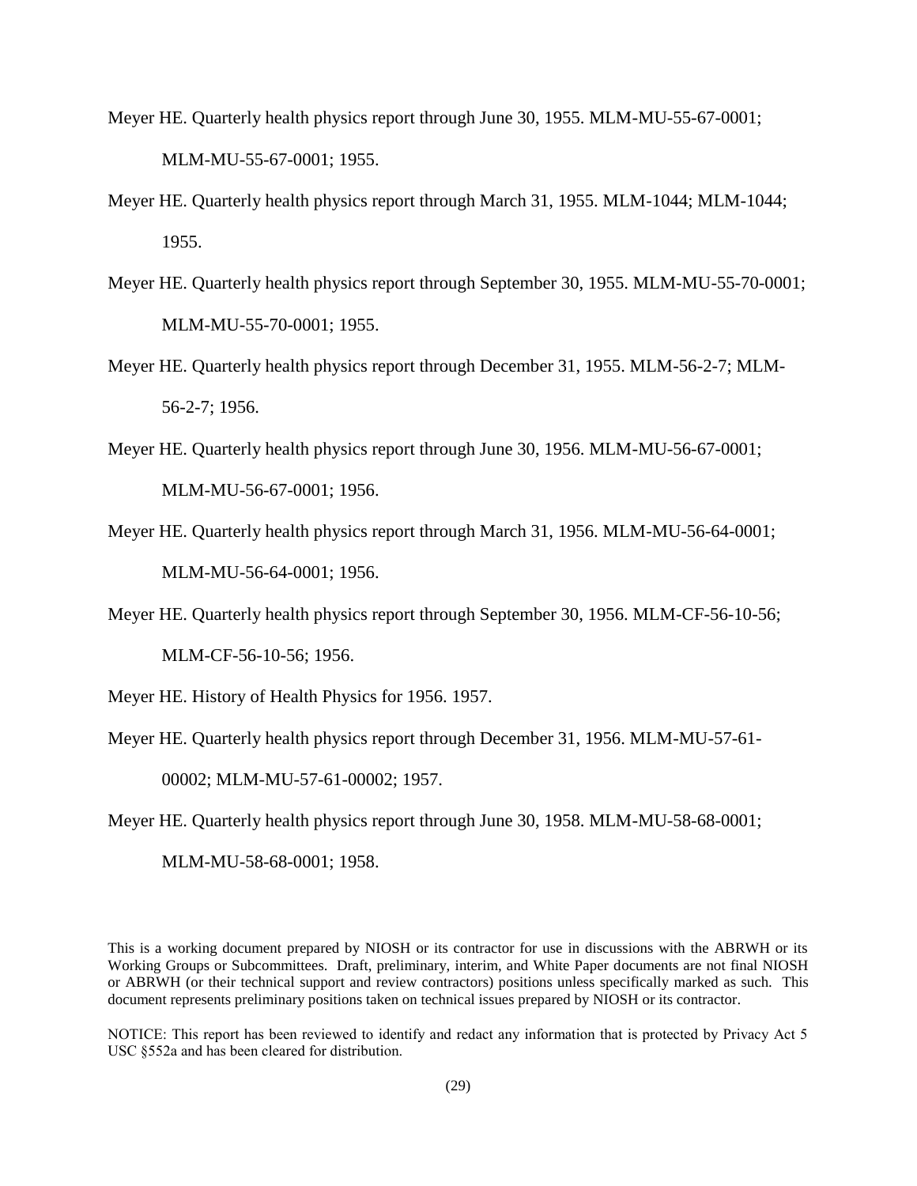Meyer HE. Quarterly health physics report through June 30, 1955. MLM-MU-55-67-0001; MLM-MU-55-67-0001; 1955.

Meyer HE. Quarterly health physics report through March 31, 1955. MLM-1044; MLM-1044; 1955.

Meyer HE. Quarterly health physics report through September 30, 1955. MLM-MU-55-70-0001; MLM-MU-55-70-0001; 1955.

Meyer HE. Quarterly health physics report through December 31, 1955. MLM-56-2-7; MLM-56-2-7; 1956.

Meyer HE. Quarterly health physics report through June 30, 1956. MLM-MU-56-67-0001; MLM-MU-56-67-0001; 1956.

Meyer HE. Quarterly health physics report through March 31, 1956. MLM-MU-56-64-0001; MLM-MU-56-64-0001; 1956.

Meyer HE. Quarterly health physics report through September 30, 1956. MLM-CF-56-10-56; MLM-CF-56-10-56; 1956.

Meyer HE. History of Health Physics for 1956. 1957.

Meyer HE. Quarterly health physics report through December 31, 1956. MLM-MU-57-61-00002; MLM-MU-57-61-00002; 1957.

Meyer HE. Quarterly health physics report through June 30, 1958. MLM-MU-58-68-0001; MLM-MU-58-68-0001; 1958.

This is a working document prepared by NIOSH or its contractor for use in discussions with the ABRWH or its Working Groups or Subcommittees. Draft, preliminary, interim, and White Paper documents are not final NIOSH or ABRWH (or their technical support and review contractors) positions unless specifically marked as such. This document represents preliminary positions taken on technical issues prepared by NIOSH or its contractor.

NOTICE: This report has been reviewed to identify and redact any information that is protected by Privacy Act 5 USC §552a and has been cleared for distribution.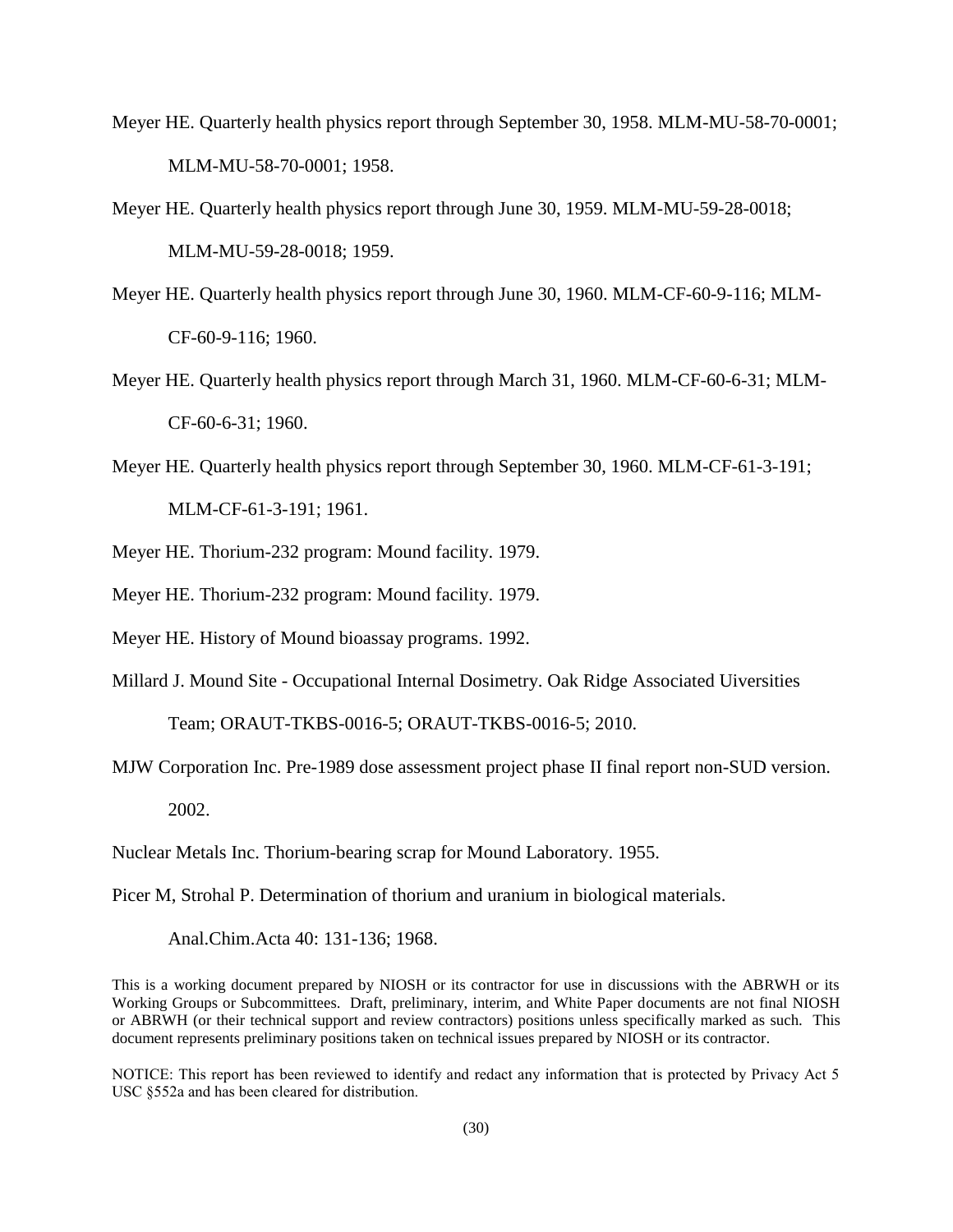Meyer HE. Quarterly health physics report through September 30, 1958. MLM-MU-58-70-0001; MLM-MU-58-70-0001; 1958.

Meyer HE. Quarterly health physics report through June 30, 1959. MLM-MU-59-28-0018; MLM-MU-59-28-0018; 1959.

Meyer HE. Quarterly health physics report through June 30, 1960. MLM-CF-60-9-116; MLM-CF-60-9-116; 1960.

Meyer HE. Quarterly health physics report through March 31, 1960. MLM-CF-60-6-31; MLM-CF-60-6-31; 1960.

Meyer HE. Quarterly health physics report through September 30, 1960. MLM-CF-61-3-191; MLM-CF-61-3-191; 1961.

Meyer HE. Thorium-232 program: Mound facility. 1979.

Meyer HE. Thorium-232 program: Mound facility. 1979.

Meyer HE. History of Mound bioassay programs. 1992.

Millard J. Mound Site - Occupational Internal Dosimetry. Oak Ridge Associated Uiversities Team; ORAUT-TKBS-0016-5; ORAUT-TKBS-0016-5; 2010.

MJW Corporation Inc. Pre-1989 dose assessment project phase II final report non-SUD version. 2002.

Nuclear Metals Inc. Thorium-bearing scrap for Mound Laboratory. 1955.

Picer M, Strohal P. Determination of thorium and uranium in biological materials. Anal.Chim.Acta 40: 131-136; 1968.

This is a working document prepared by NIOSH or its contractor for use in discussions with the ABRWH or its Working Groups or Subcommittees. Draft, preliminary, interim, and White Paper documents are not final NIOSH or ABRWH (or their technical support and review contractors) positions unless specifically marked as such. This document represents preliminary positions taken on technical issues prepared by NIOSH or its contractor.

NOTICE: This report has been reviewed to identify and redact any information that is protected by Privacy Act 5 USC §552a and has been cleared for distribution.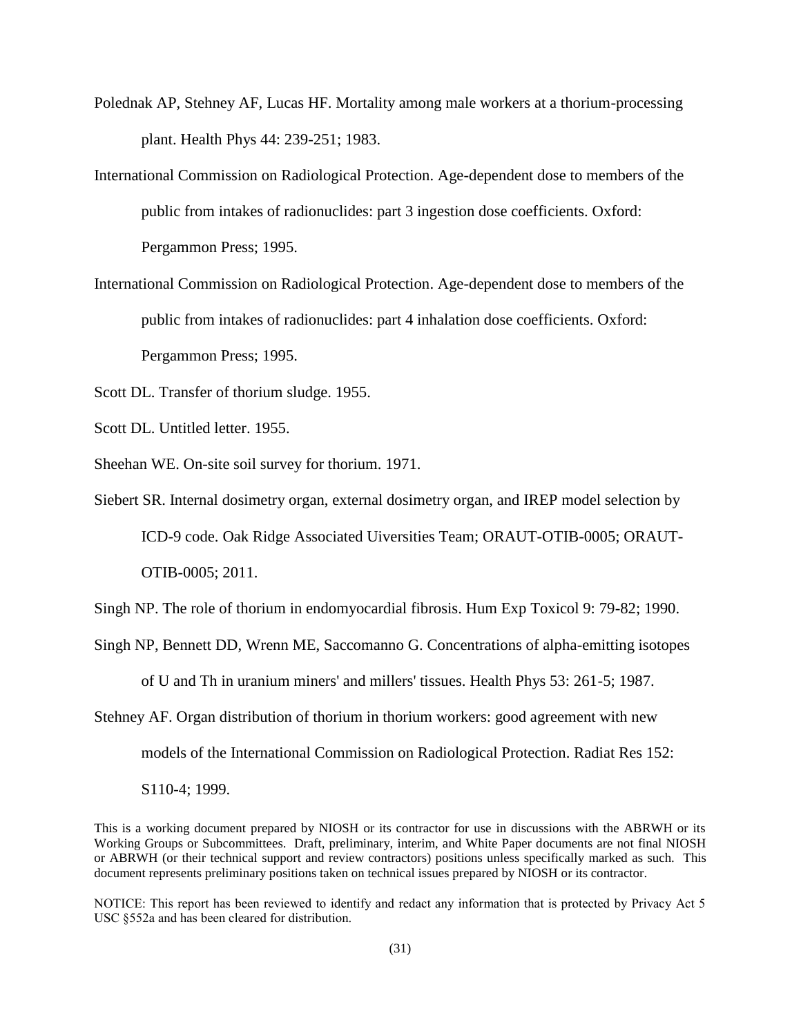Polednak AP, Stehney AF, Lucas HF. Mortality among male workers at a thorium-processing plant. Health Phys 44: 239-251; 1983.

International Commission on Radiological Protection. Age-dependent dose to members of the public from intakes of radionuclides: part 3 ingestion dose coefficients. Oxford: Pergammon Press; 1995.

International Commission on Radiological Protection. Age-dependent dose to members of the public from intakes of radionuclides: part 4 inhalation dose coefficients. Oxford: Pergammon Press; 1995.

Scott DL. Transfer of thorium sludge. 1955.

Scott DL. Untitled letter. 1955.

Sheehan WE. On-site soil survey for thorium. 1971.

Siebert SR. Internal dosimetry organ, external dosimetry organ, and IREP model selection by ICD-9 code. Oak Ridge Associated Uiversities Team; ORAUT-OTIB-0005; ORAUT-OTIB-0005; 2011.

Singh NP. The role of thorium in endomyocardial fibrosis. Hum Exp Toxicol 9: 79-82; 1990.

Singh NP, Bennett DD, Wrenn ME, Saccomanno G. Concentrations of alpha-emitting isotopes of U and Th in uranium miners' and millers' tissues. Health Phys 53: 261-5; 1987.

Stehney AF. Organ distribution of thorium in thorium workers: good agreement with new models of the International Commission on Radiological Protection. Radiat Res 152: S110-4; 1999.

This is a working document prepared by NIOSH or its contractor for use in discussions with the ABRWH or its Working Groups or Subcommittees. Draft, preliminary, interim, and White Paper documents are not final NIOSH or ABRWH (or their technical support and review contractors) positions unless specifically marked as such. This document represents preliminary positions taken on technical issues prepared by NIOSH or its contractor.

NOTICE: This report has been reviewed to identify and redact any information that is protected by Privacy Act 5 USC §552a and has been cleared for distribution.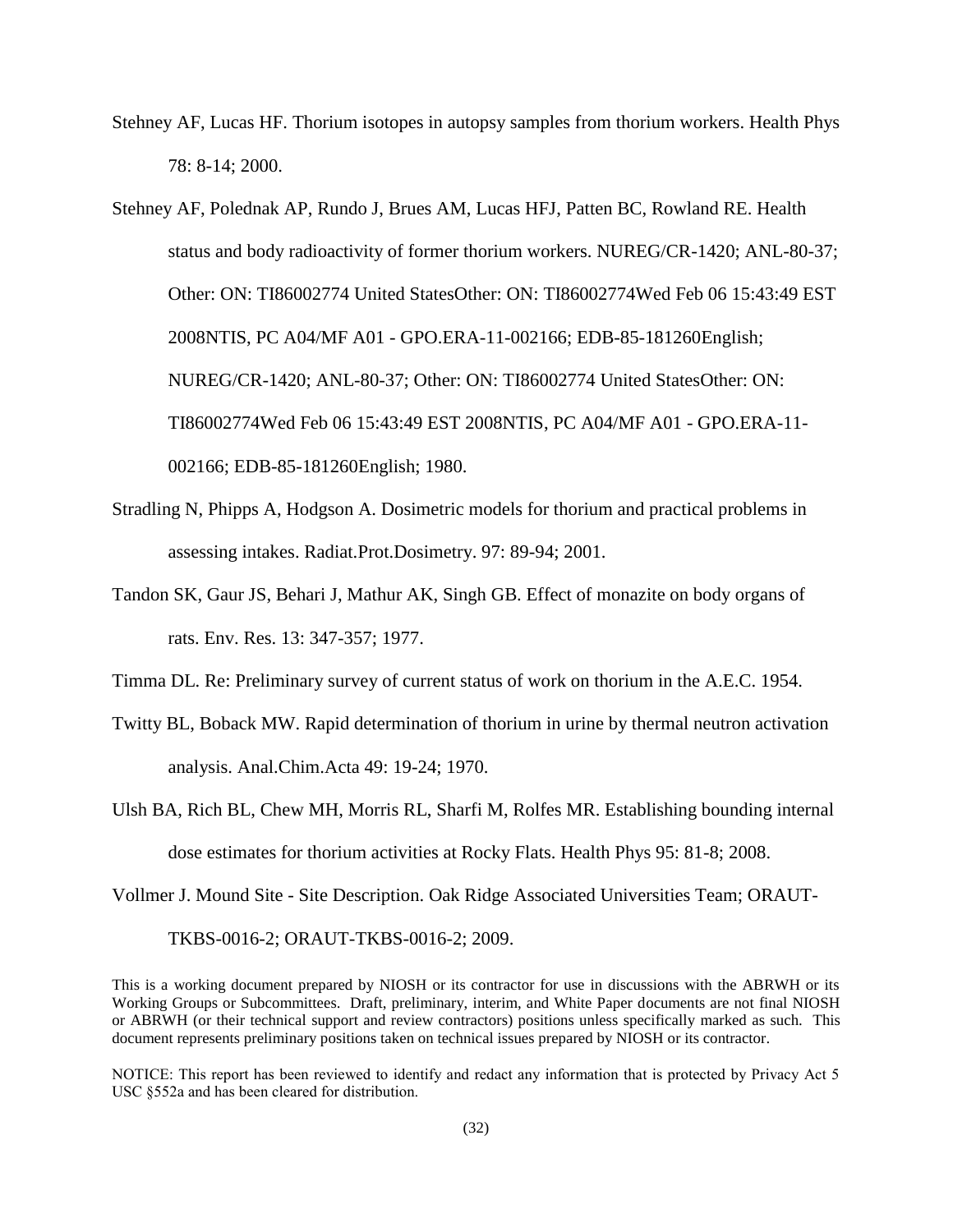Stehney AF, Lucas HF. Thorium isotopes in autopsy samples from thorium workers. Health Phys 78: 8-14; 2000.

Stehney AF, Polednak AP, Rundo J, Brues AM, Lucas HFJ, Patten BC, Rowland RE. Health status and body radioactivity of former thorium workers. NUREG/CR-1420; ANL-80-37; Other: ON: TI86002774 United StatesOther: ON: TI86002774Wed Feb 06 15:43:49 EST 2008NTIS, PC A04/MF A01 - GPO.ERA-11-002166; EDB-85-181260English; NUREG/CR-1420; ANL-80-37; Other: ON: TI86002774 United StatesOther: ON: TI86002774Wed Feb 06 15:43:49 EST 2008NTIS, PC A04/MF A01 - GPO.ERA-11-002166; EDB-85-181260English; 1980.

Stradling N, Phipps A, Hodgson A. Dosimetric models for thorium and practical problems in assessing intakes. Radiat.Prot.Dosimetry. 97: 89-94; 2001.

Tandon SK, Gaur JS, Behari J, Mathur AK, Singh GB. Effect of monazite on body organs of rats. Env. Res. 13: 347-357; 1977.

Timma DL. Re: Preliminary survey of current status of work on thorium in the A.E.C. 1954.

Twitty BL, Boback MW. Rapid determination of thorium in urine by thermal neutron activation analysis. Anal.Chim.Acta 49: 19-24; 1970.

Ulsh BA, Rich BL, Chew MH, Morris RL, Sharfi M, Rolfes MR. Establishing bounding internal dose estimates for thorium activities at Rocky Flats. Health Phys 95: 81-8; 2008.

Vollmer J. Mound Site - Site Description. Oak Ridge Associated Universities Team; ORAUT-TKBS-0016-2; ORAUT-TKBS-0016-2; 2009.

This is a working document prepared by NIOSH or its contractor for use in discussions with the ABRWH or its Working Groups or Subcommittees. Draft, preliminary, interim, and White Paper documents are not final NIOSH or ABRWH (or their technical support and review contractors) positions unless specifically marked as such. This document represents preliminary positions taken on technical issues prepared by NIOSH or its contractor.

NOTICE: This report has been reviewed to identify and redact any information that is protected by Privacy Act 5 USC §552a and has been cleared for distribution.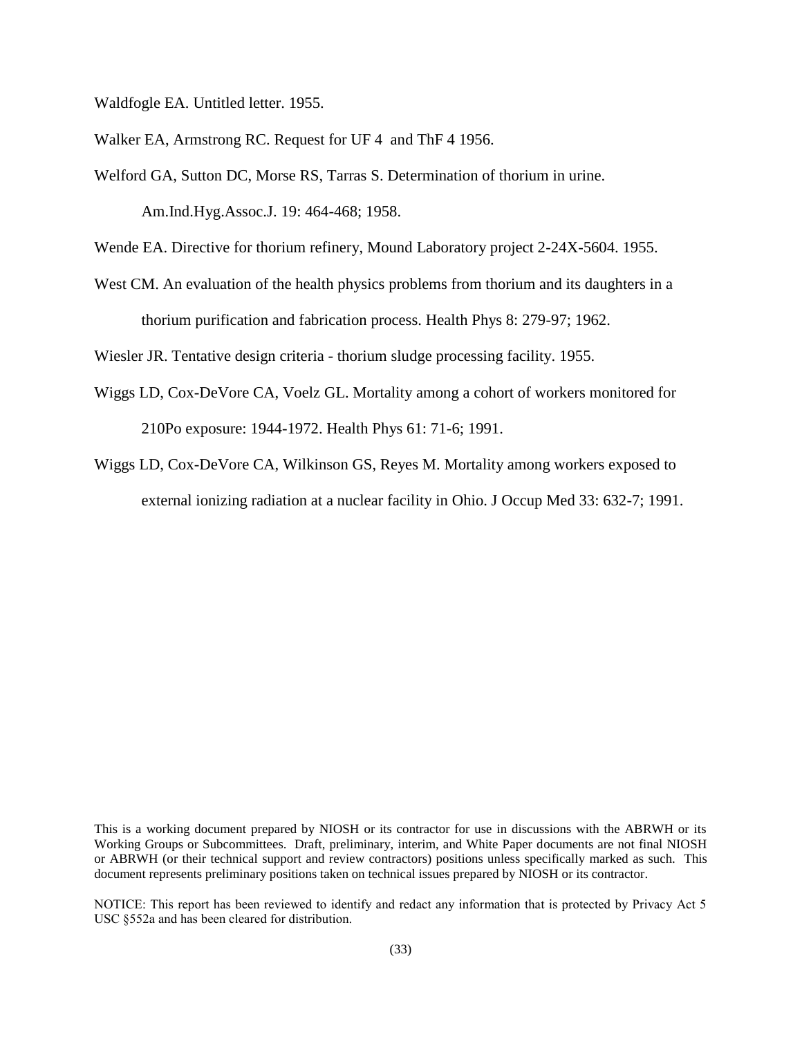Waldfogle EA. Untitled letter. 1955.

Walker EA, Armstrong RC. Request for $UF_4$ and $ThF_4$ 1956.

Welford GA, Sutton DC, Morse RS, Tarras S. Determination of thorium in urine. Am.Ind.Hyg.Assoc.J. 19: 464-468; 1958.

Wende EA. Directive for thorium refinery, Mound Laboratory project 2-24X-5604. 1955.

West CM. An evaluation of the health physics problems from thorium and its daughters in a thorium purification and fabrication process. Health Phys 8: 279-97; 1962.

Wiesler JR. Tentative design criteria - thorium sludge processing facility. 1955.

Wiggs LD, Cox-DeVore CA, Voelz GL. Mortality among a cohort of workers monitored for 210Po exposure: 1944-1972. Health Phys 61: 71-6; 1991.

Wiggs LD, Cox-DeVore CA, Wilkinson GS, Reyes M. Mortality among workers exposed to external ionizing radiation at a nuclear facility in Ohio. J Occup Med 33: 632-7; 1991.

This is a working document prepared by NIOSH or its contractor for use in discussions with the ABRWH or its Working Groups or Subcommittees. Draft, preliminary, interim, and White Paper documents are not final NIOSH or ABRWH (or their technical support and review contractors) positions unless specifically marked as such. This document represents preliminary positions taken on technical issues prepared by NIOSH or its contractor.

NOTICE: This report has been reviewed to identify and redact any information that is protected by Privacy Act 5 USC §552a and has been cleared for distribution.